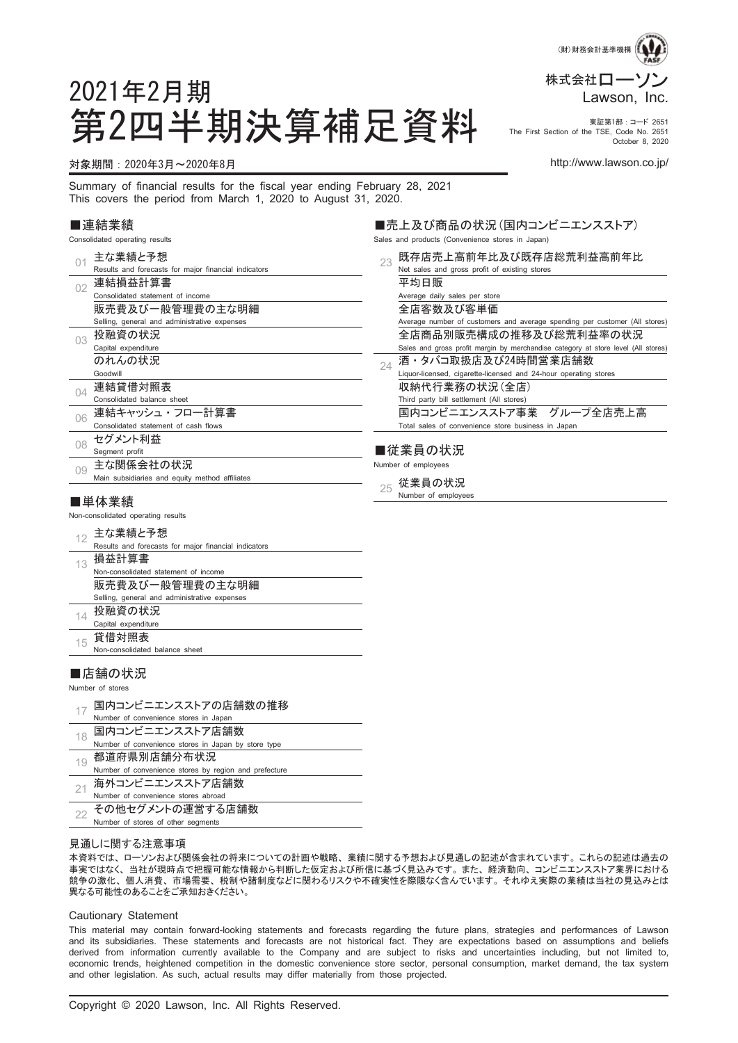(財)財務会計基準機構

株式会社ローソン
Lawson, Inc.

東証第1部：コード 2651
The First Section of the TSE, Code No. 2651
October 8, 2020

http://www.lawson.co.jp/

# 2021年2月期
# 第2四半期決算補足資料

対象期間：2020年3月～2020年8月

Summary of financial results for the fiscal year ending February 28, 2021
This covers the period from March 1, 2020 to August 31, 2020.

## ■連結業績
Consolidated operating results

| | |
|---|---|
| 01 | 主な業績と予想<br>Results and forecasts for major financial indicators |
| 02 | 連結損益計算書<br>Consolidated statement of income |
| | 販売費及び一般管理費の主な明細<br>Selling, general and administrative expenses |
| 03 | 投融資の状況<br>Capital expenditure |
| | のれんの状況<br>Goodwill |
| 04 | 連結貸借対照表<br>Consolidated balance sheet |
| 06 | 連結キャッシュ・フロー計算書<br>Consolidated statement of cash flows |
| 08 | セグメント利益<br>Segment profit |
| 09 | 主な関係会社の状況<br>Main subsidiaries and equity method affiliates |

## ■単体業績
Non-consolidated operating results

| | |
|---|---|
| 12 | 主な業績と予想<br>Results and forecasts for major financial indicators |
| 13 | 損益計算書<br>Non-consolidated statement of income |
| | 販売費及び一般管理費の主な明細<br>Selling, general and administrative expenses |
| 14 | 投融資の状況<br>Capital expenditure |
| 15 | 貸借対照表<br>Non-consolidated balance sheet |

## ■店舗の状況
Number of stores

| | |
|---|---|
| 17 | 国内コンビニエンスストアの店舗数の推移<br>Number of convenience stores in Japan |
| 18 | 国内コンビニエンスストア店舗数<br>Number of convenience stores in Japan by store type |
| 19 | 都道府県別店舗分布状況<br>Number of convenience stores by region and prefecture |
| 21 | 海外コンビニエンスストア店舗数<br>Number of convenience stores abroad |
| 22 | その他セグメントの運営する店舗数<br>Number of stores of other segments |

## ■売上及び商品の状況（国内コンビニエンスストア）
Sales and products (Convenience stores in Japan)

| | |
|---|---|
| 23 | 既存店売上高前年比及び既存店総荒利益高前年比<br>Net sales and gross profit of existing stores |
| | 平均日販<br>Average daily sales per store |
| | 全店客数及び客単価<br>Average number of customers and average spending per customer (All stores) |
| | 全店商品別販売構成の推移及び総荒利益率の状況<br>Sales and gross profit margin by merchandise category at store level (All stores) |
| 24 | 酒・タバコ取扱店及び24時間営業店舗数<br>Liquor-licensed, cigarette-licensed and 24-hour operating stores |
| | 収納代行業務の状況（全店）<br>Third party bill settlement (All stores) |
| | 国内コンビニエンスストア事業　グループ全店売上高<br>Total sales of convenience store business in Japan |

## ■従業員の状況
Number of employees

| | |
|---|---|
| 25 | 従業員の状況<br>Number of employees |

### 見通しに関する注意事項

本資料では、ローソンおよび関係会社の将来についての計画や戦略、業績に関する予想および見通しの記述が含まれています。これらの記述は過去の事実ではなく、当社が現時点で把握可能な情報から判断した仮定および所信に基づく見込みです。また、経済動向、コンビニエンスストア業界における競争の激化、個人消費、市場需要、税制や諸制度などに関わるリスクや不確実性を際限なく含んでいます。それゆえ実際の業績は当社の見込みとは異なる可能性のあることをご承知おきください。

### Cautionary Statement

This material may contain forward-looking statements and forecasts regarding the future plans, strategies and performances of Lawson and its subsidiaries. These statements and forecasts are not historical fact. They are expectations based on assumptions and beliefs derived from information currently available to the Company and are subject to risks and uncertainties including, but not limited to, economic trends, heightened competition in the domestic convenience store sector, personal consumption, market demand, the tax system and other legislation. As such, actual results may differ materially from those projected.

Copyright © 2020 Lawson, Inc. All Rights Reserved.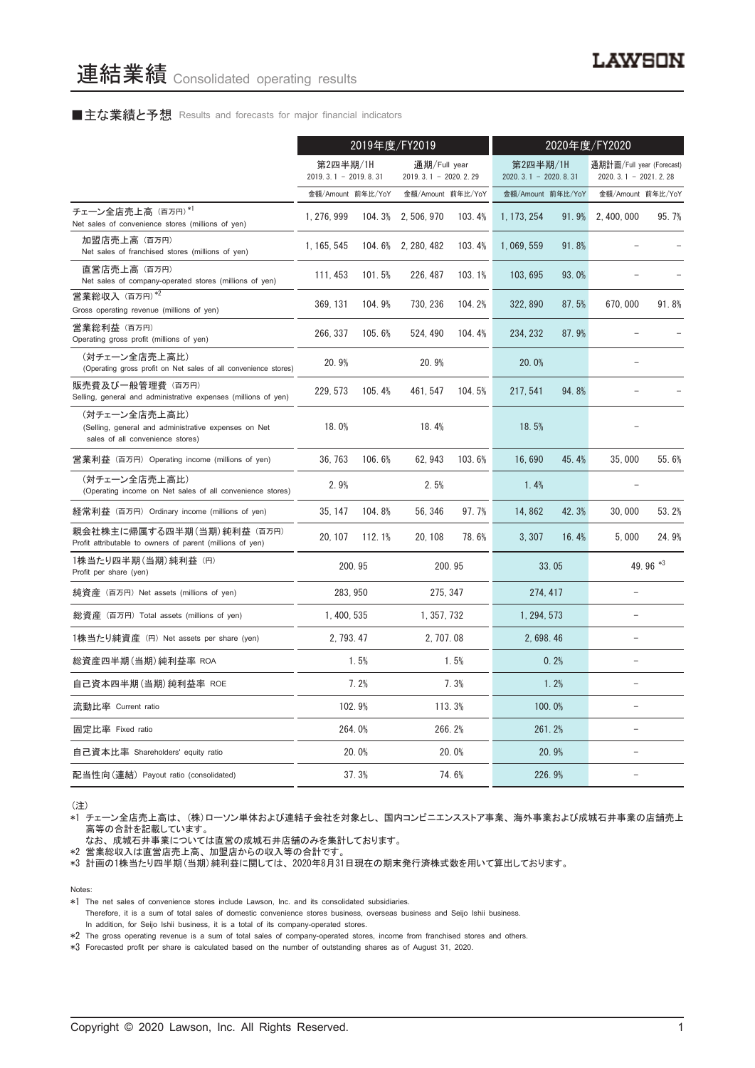# 連結業績 Consolidated operating results

■主な業績と予想 Results and forecasts for major financial indicators

| | 2019年度/FY2019 | | | | 2020年度/FY2020 | | | |
|---|---|---|---|---|---|---|---|---|
| | 第2四半期/1H 2019. 3. 1 – 2019. 8. 31 | | 通期/Full year 2019. 3. 1 – 2020. 2. 29 | | 第2四半期/1H 2020. 3. 1 – 2020. 8. 31 | | 通期計画/Full year (Forecast) 2020. 3. 1 – 2021. 2. 28 | |
| | 金額/Amount | 前年比/YoY | 金額/Amount | 前年比/YoY | 金額/Amount | 前年比/YoY | 金額/Amount | 前年比/YoY |
| チェーン全店売上高 (百万円) *1 Net sales of convenience stores (millions of yen) | 1, 276, 999 | 104. 3% | 2, 506, 970 | 103. 4% | 1, 173, 254 | 91. 9% | 2, 400, 000 | 95. 7% |
| 加盟店売上高 (百万円) Net sales of franchised stores (millions of yen) | 1, 165, 545 | 104. 6% | 2, 280, 482 | 103. 4% | 1, 069, 559 | 91. 8% | – | – |
| 直営店売上高 (百万円) Net sales of company-operated stores (millions of yen) | 111, 453 | 101. 5% | 226, 487 | 103. 1% | 103, 695 | 93. 0% | – | – |
| 営業総収入 (百万円) *2 Gross operating revenue (millions of yen) | 369, 131 | 104. 9% | 730, 236 | 104. 2% | 322, 890 | 87. 5% | 670, 000 | 91. 8% |
| 営業総利益 (百万円) Operating gross profit (millions of yen) | 266, 337 | 105. 6% | 524, 490 | 104. 4% | 234, 232 | 87. 9% | – | – |
| (対チェーン全店売上高比) (Operating gross profit on Net sales of all convenience stores) | 20. 9% | | 20. 9% | | 20. 0% | | – | |
| 販売費及び一般管理費 (百万円) Selling, general and administrative expenses (millions of yen) | 229, 573 | 105. 4% | 461, 547 | 104. 5% | 217, 541 | 94. 8% | – | – |
| (対チェーン全店売上高比) (Selling, general and administrative expenses on Net sales of all convenience stores) | 18. 0% | | 18. 4% | | 18. 5% | | – | |
| 営業利益 (百万円) Operating income (millions of yen) | 36, 763 | 106. 6% | 62, 943 | 103. 6% | 16, 690 | 45. 4% | 35, 000 | 55. 6% |
| (対チェーン全店売上高比) (Operating income on Net sales of all convenience stores) | 2. 9% | | 2. 5% | | 1. 4% | | – | |
| 経常利益 (百万円) Ordinary income (millions of yen) | 35, 147 | 104. 8% | 56, 346 | 97. 7% | 14, 862 | 42. 3% | 30, 000 | 53. 2% |
| 親会社株主に帰属する四半期(当期)純利益 (百万円) Profit attributable to owners of parent (millions of yen) | 20, 107 | 112. 1% | 20, 108 | 78. 6% | 3, 307 | 16. 4% | 5, 000 | 24. 9% |
| 1株当たり四半期(当期)純利益 (円) Profit per share (yen) | 200. 95 | | 200. 95 | | 33. 05 | | 49. 96 *3 | |
| 純資産 (百万円) Net assets (millions of yen) | 283, 950 | | 275, 347 | | 274, 417 | | – | |
| 総資産 (百万円) Total assets (millions of yen) | 1, 400, 535 | | 1, 357, 732 | | 1, 294, 573 | | – | |
| 1株当たり純資産 (円) Net assets per share (yen) | 2, 793. 47 | | 2, 707. 08 | | 2, 698. 46 | | – | |
| 総資産四半期(当期)純利益率 ROA | 1. 5% | | 1. 5% | | 0. 2% | | – | |
| 自己資本四半期(当期)純利益率 ROE | 7. 2% | | 7. 3% | | 1. 2% | | – | |
| 流動比率 Current ratio | 102. 9% | | 113. 3% | | 100. 0% | | – | |
| 固定比率 Fixed ratio | 264. 0% | | 266. 2% | | 261. 2% | | – | |
| 自己資本比率 Shareholders' equity ratio | 20. 0% | | 20. 0% | | 20. 9% | | – | |
| 配当性向(連結) Payout ratio (consolidated) | 37. 3% | | 74. 6% | | 226. 9% | | – | |

(注)

*1 チェーン全店売上高は、(株)ローソン単体および連結子会社を対象とし、国内コンビニエンスストア事業、海外事業および成城石井事業の店舗売上高等の合計を記載しています。
なお、成城石井事業については直営の成城石井店舗のみを集計しております。

*2 営業総収入は直営店売上高、加盟店からの収入等の合計です。

*3 計画の1株当たり四半期(当期)純利益に関しては、2020年8月31日現在の期末発行済株式数を用いて算出しております。

Notes:

*1 The net sales of convenience stores include Lawson, Inc. and its consolidated subsidiaries.
Therefore, it is a sum of total sales of domestic convenience stores business, overseas business and Seijo Ishii business.
In addition, for Seijo Ishii business, it is a total of its company-operated stores.

*2 The gross operating revenue is a sum of total sales of company-operated stores, income from franchised stores and others.

*3 Forecasted profit per share is calculated based on the number of outstanding shares as of August 31, 2020.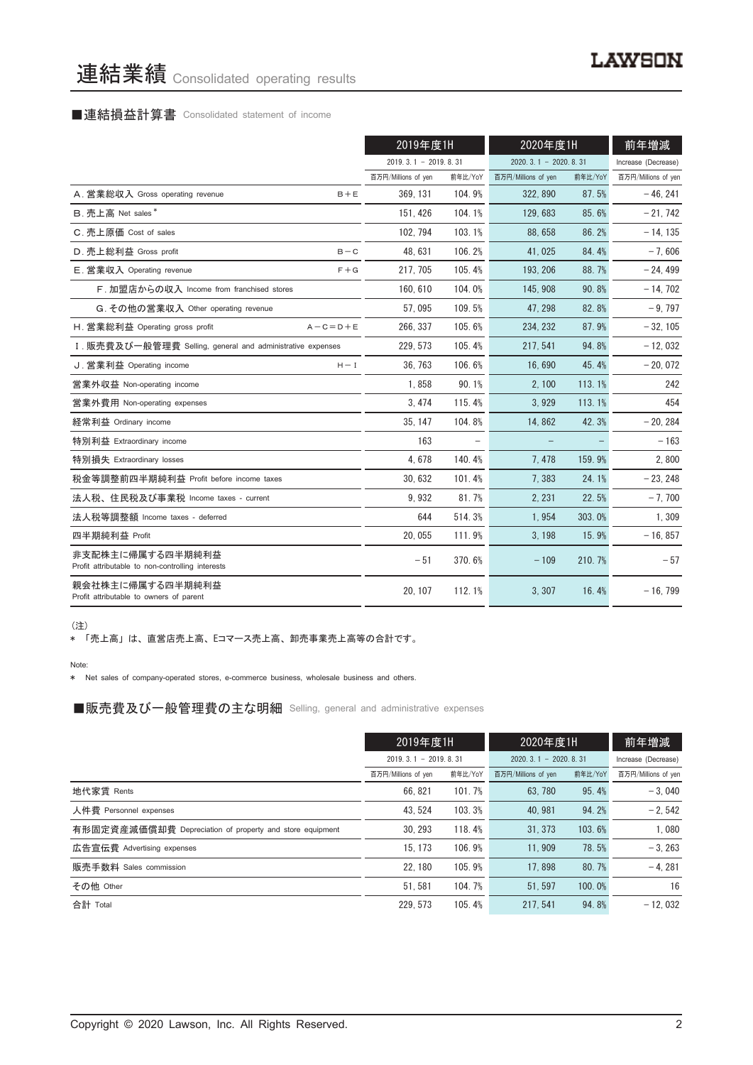# 連結業績 Consolidated operating results

### ■連結損益計算書 Consolidated statement of income

| | | 2019年度1H | | 2020年度1H | | 前年増減 |
|---|---|---|---|---|---|---|
| | | 2019. 3. 1 － 2019. 8. 31 | | 2020. 3. 1 － 2020. 8. 31 | | Increase (Decrease) |
| | | 百万円/Millions of yen | 前年比/YoY | 百万円/Millions of yen | 前年比/YoY | 百万円/Millions of yen |
| A. 営業総収入 Gross operating revenue | B＋E | 369, 131 | 104. 9% | 322, 890 | 87. 5% | － 46, 241 |
| B. 売上高 Net sales* | | 151, 426 | 104. 1% | 129, 683 | 85. 6% | － 21, 742 |
| C. 売上原価 Cost of sales | | 102, 794 | 103. 1% | 88, 658 | 86. 2% | － 14, 135 |
| D. 売上総利益 Gross profit | B－C | 48, 631 | 106. 2% | 41, 025 | 84. 4% | － 7, 606 |
| E. 営業収入 Operating revenue | F＋G | 217, 705 | 105. 4% | 193, 206 | 88. 7% | － 24, 499 |
| F. 加盟店からの収入 Income from franchised stores | | 160, 610 | 104. 0% | 145, 908 | 90. 8% | － 14, 702 |
| G. その他の営業収入 Other operating revenue | | 57, 095 | 109. 5% | 47, 298 | 82. 8% | － 9, 797 |
| H. 営業総利益 Operating gross profit | A－C＝D＋E | 266, 337 | 105. 6% | 234, 232 | 87. 9% | － 32, 105 |
| I. 販売費及び一般管理費 Selling, general and administrative expenses | | 229, 573 | 105. 4% | 217, 541 | 94. 8% | － 12, 032 |
| J. 営業利益 Operating income | H－I | 36, 763 | 106. 6% | 16, 690 | 45. 4% | － 20, 072 |
| 営業外収益 Non-operating income | | 1, 858 | 90. 1% | 2, 100 | 113. 1% | 242 |
| 営業外費用 Non-operating expenses | | 3, 474 | 115. 4% | 3, 929 | 113. 1% | 454 |
| 経常利益 Ordinary income | | 35, 147 | 104. 8% | 14, 862 | 42. 3% | － 20, 284 |
| 特別利益 Extraordinary income | | 163 | － | － | － | － 163 |
| 特別損失 Extraordinary losses | | 4, 678 | 140. 4% | 7, 478 | 159. 9% | 2, 800 |
| 税金等調整前四半期純利益 Profit before income taxes | | 30, 632 | 101. 4% | 7, 383 | 24. 1% | － 23, 248 |
| 法人税、住民税及び事業税 Income taxes - current | | 9, 932 | 81. 7% | 2, 231 | 22. 5% | － 7, 700 |
| 法人税等調整額 Income taxes - deferred | | 644 | 514. 3% | 1, 954 | 303. 0% | 1, 309 |
| 四半期純利益 Profit | | 20, 055 | 111. 9% | 3, 198 | 15. 9% | － 16, 857 |
| 非支配株主に帰属する四半期純利益 Profit attributable to non-controlling interests | | － 51 | 370. 6% | － 109 | 210. 7% | － 57 |
| 親会社株主に帰属する四半期純利益 Profit attributable to owners of parent | | 20, 107 | 112. 1% | 3, 307 | 16. 4% | － 16, 799 |

（注）

＊ 「売上高」は、直営店売上高、Eコマース売上高、卸売事業売上高等の合計です。

Note:

＊ Net sales of company-operated stores, e-commerce business, wholesale business and others.

### ■販売費及び一般管理費の主な明細 Selling, general and administrative expenses

| | 2019年度1H | | 2020年度1H | | 前年増減 |
|---|---|---|---|---|---|
| | 2019. 3. 1 － 2019. 8. 31 | | 2020. 3. 1 － 2020. 8. 31 | | Increase (Decrease) |
| | 百万円/Millions of yen | 前年比/YoY | 百万円/Millions of yen | 前年比/YoY | 百万円/Millions of yen |
| 地代家賃 Rents | 66, 821 | 101. 7% | 63, 780 | 95. 4% | － 3, 040 |
| 人件費 Personnel expenses | 43, 524 | 103. 3% | 40, 981 | 94. 2% | － 2, 542 |
| 有形固定資産減価償却費 Depreciation of property and store equipment | 30, 293 | 118. 4% | 31, 373 | 103. 6% | 1, 080 |
| 広告宣伝費 Advertising expenses | 15, 173 | 106. 9% | 11, 909 | 78. 5% | － 3, 263 |
| 販売手数料 Sales commission | 22, 180 | 105. 9% | 17, 898 | 80. 7% | － 4, 281 |
| その他 Other | 51, 581 | 104. 7% | 51, 597 | 100. 0% | 16 |
| 合計 Total | 229, 573 | 105. 4% | 217, 541 | 94. 8% | － 12, 032 |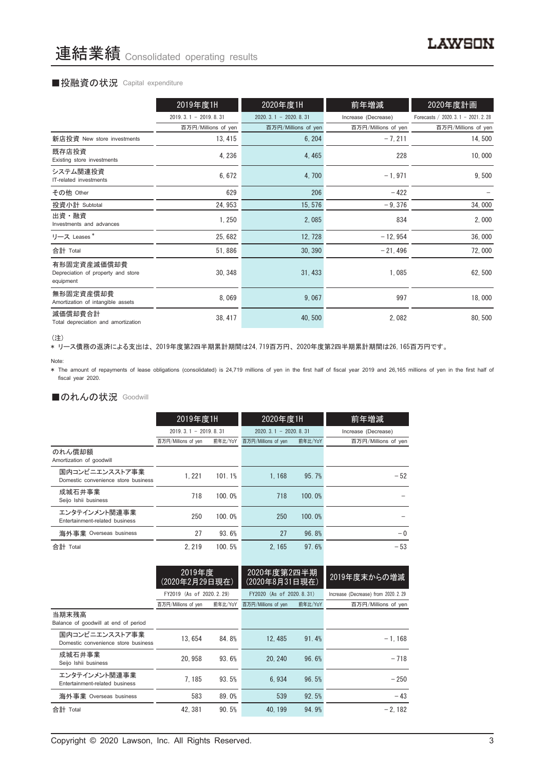# 連結業績 Consolidated operating results

## ■投融資の状況 Capital expenditure

| | 2019年度1H | 2020年度1H | 前年増減 | 2020年度計画 |
|---|---|---|---|---|
| | 2019. 3. 1 - 2019. 8. 31 | 2020. 3. 1 - 2020. 8. 31 | Increase (Decrease) | Forecasts / 2020. 3. 1 - 2021. 2. 28 |
| | 百万円/Millions of yen | 百万円/Millions of yen | 百万円/Millions of yen | 百万円/Millions of yen |
| 新店投資 New store investments | 13, 415 | 6, 204 | - 7, 211 | 14, 500 |
| 既存店投資 Existing store investments | 4, 236 | 4, 465 | 228 | 10, 000 |
| システム関連投資 IT-related investments | 6, 672 | 4, 700 | - 1, 971 | 9, 500 |
| その他 Other | 629 | 206 | - 422 | - |
| 投資小計 Subtotal | 24, 953 | 15, 576 | - 9, 376 | 34, 000 |
| 出資・融資 Investments and advances | 1, 250 | 2, 085 | 834 | 2, 000 |
| リース Leases * | 25, 682 | 12, 728 | - 12, 954 | 36, 000 |
| 合計 Total | 51, 886 | 30, 390 | - 21, 496 | 72, 000 |
| 有形固定資産減価償却費 Depreciation of property and store equipment | 30, 348 | 31, 433 | 1, 085 | 62, 500 |
| 無形固定資産償却費 Amortization of intangible assets | 8, 069 | 9, 067 | 997 | 18, 000 |
| 減価償却費合計 Total depreciation and amortization | 38, 417 | 40, 500 | 2, 082 | 80, 500 |

(注)

* リース債務の返済による支出は、2019年度第2四半期累計期間は24,719百万円、2020年度第2四半期累計期間は26,165百万円です。

Note:

* The amount of repayments of lease obligations (consolidated) is 24,719 millions of yen in the first half of fiscal year 2019 and 26,165 millions of yen in the first half of fiscal year 2020.

## ■のれんの状況 Goodwill

| | 2019年度1H | | 2020年度1H | | 前年増減 |
|---|---|---|---|---|---|
| | 2019. 3. 1 - 2019. 8. 31 | | 2020. 3. 1 - 2020. 8. 31 | | Increase (Decrease) |
| | 百万円/Millions of yen | 前年比/YoY | 百万円/Millions of yen | 前年比/YoY | 百万円/Millions of yen |
| のれん償却額 Amortization of goodwill | | | | | |
| 国内コンビニエンスストア事業 Domestic convenience store business | 1, 221 | 101. 1% | 1, 168 | 95. 7% | - 52 |
| 成城石井事業 Seijo Ishii business | 718 | 100. 0% | 718 | 100. 0% | - |
| エンタテインメント関連事業 Entertainment-related business | 250 | 100. 0% | 250 | 100. 0% | - |
| 海外事業 Overseas business | 27 | 93. 6% | 27 | 96. 8% | - 0 |
| 合計 Total | 2, 219 | 100. 5% | 2, 165 | 97. 6% | - 53 |

| | 2019年度 (2020年2月29日現在) | | 2020年度第2四半期 (2020年8月31日現在) | | 2019年度末からの増減 |
|---|---|---|---|---|---|
| | FY2019 (As of 2020. 2. 29) | | FY2020 (As of 2020. 8. 31) | | Increase (Decrease) from 2020. 2. 29 |
| | 百万円/Millions of yen | 前年比/YoY | 百万円/Millions of yen | 前年比/YoY | 百万円/Millions of yen |
| 当期末残高 Balance of goodwill at end of period | | | | | |
| 国内コンビニエンスストア事業 Domestic convenience store business | 13, 654 | 84. 8% | 12, 485 | 91. 4% | - 1, 168 |
| 成城石井事業 Seijo Ishii business | 20, 958 | 93. 6% | 20, 240 | 96. 6% | - 718 |
| エンタテインメント関連事業 Entertainment-related business | 7, 185 | 93. 5% | 6, 934 | 96. 5% | - 250 |
| 海外事業 Overseas business | 583 | 89. 0% | 539 | 92. 5% | - 43 |
| 合計 Total | 42, 381 | 90. 5% | 40, 199 | 94. 9% | - 2, 182 |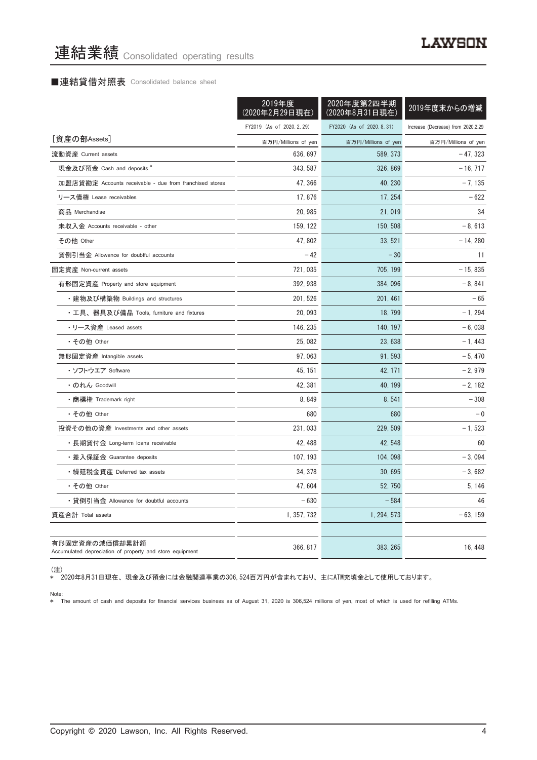# 連結業績 Consolidated operating results

## ■連結貸借対照表 Consolidated balance sheet

| | 2019年度(2020年2月29日現在) | 2020年度第2四半期(2020年8月31日現在) | 2019年度末からの増減 |
|---|---|---|---|
| | FY2019 (As of 2020.2.29) | FY2020 (As of 2020.8.31) | Increase (Decrease) from 2020.2.29 |
| [資産の部Assets] | 百万円/Millions of yen | 百万円/Millions of yen | 百万円/Millions of yen |
| 流動資産 Current assets | 636,697 | 589,373 | −47,323 |
| 現金及び預金 Cash and deposits * | 343,587 | 326,869 | −16,717 |
| 加盟店貸勘定 Accounts receivable - due from franchised stores | 47,366 | 40,230 | −7,135 |
| リース債権 Lease receivables | 17,876 | 17,254 | −622 |
| 商品 Merchandise | 20,985 | 21,019 | 34 |
| 未収入金 Accounts receivable - other | 159,122 | 150,508 | −8,613 |
| その他 Other | 47,802 | 33,521 | −14,280 |
| 貸倒引当金 Allowance for doubtful accounts | −42 | −30 | 11 |
| 固定資産 Non-current assets | 721,035 | 705,199 | −15,835 |
| 有形固定資産 Property and store equipment | 392,938 | 384,096 | −8,841 |
| ・建物及び構築物 Buildings and structures | 201,526 | 201,461 | −65 |
| ・工具、器具及び備品 Tools, furniture and fixtures | 20,093 | 18,799 | −1,294 |
| ・リース資産 Leased assets | 146,235 | 140,197 | −6,038 |
| ・その他 Other | 25,082 | 23,638 | −1,443 |
| 無形固定資産 Intangible assets | 97,063 | 91,593 | −5,470 |
| ・ソフトウエア Software | 45,151 | 42,171 | −2,979 |
| ・のれん Goodwill | 42,381 | 40,199 | −2,182 |
| ・商標権 Trademark right | 8,849 | 8,541 | −308 |
| ・その他 Other | 680 | 680 | −0 |
| 投資その他の資産 Investments and other assets | 231,033 | 229,509 | −1,523 |
| ・長期貸付金 Long-term loans receivable | 42,488 | 42,548 | 60 |
| ・差入保証金 Guarantee deposits | 107,193 | 104,098 | −3,094 |
| ・繰延税金資産 Deferred tax assets | 34,378 | 30,695 | −3,682 |
| ・その他 Other | 47,604 | 52,750 | 5,146 |
| ・貸倒引当金 Allowance for doubtful accounts | −630 | −584 | 46 |
| 資産合計 Total assets | 1,357,732 | 1,294,573 | −63,159 |
| | | | |
| 有形固定資産の減価償却累計額 Accumulated depreciation of property and store equipment | 366,817 | 383,265 | 16,448 |

(注)
* 2020年8月31日現在、現金及び預金には金融関連事業の306,524百万円が含まれており、主にATM充填金として使用しております。

Note:
* The amount of cash and deposits for financial services business as of August 31, 2020 is 306,524 millions of yen, most of which is used for refilling ATMs.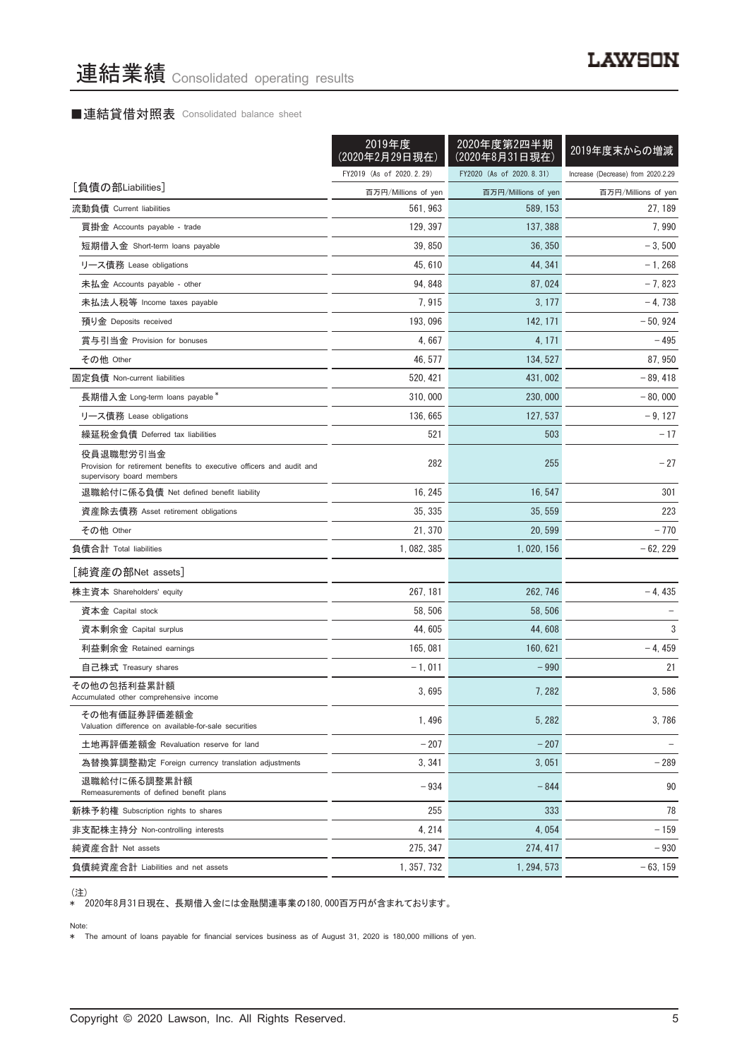# 連結業績 Consolidated operating results

■連結貸借対照表 Consolidated balance sheet

| | 2019年度（2020年2月29日現在） FY2019 (As of 2020.2.29) | 2020年度第2四半期（2020年8月31日現在） FY2020 (As of 2020.8.31) | 2019年度末からの増減 Increase (Decrease) from 2020.2.29 |
|---|---|---|---|
| ［負債の部Liabilities］ | 百万円/Millions of yen | 百万円/Millions of yen | 百万円/Millions of yen |
| 流動負債 Current liabilities | 561, 963 | 589, 153 | 27, 189 |
| 買掛金 Accounts payable - trade | 129, 397 | 137, 388 | 7, 990 |
| 短期借入金 Short-term loans payable | 39, 850 | 36, 350 | – 3, 500 |
| リース債務 Lease obligations | 45, 610 | 44, 341 | – 1, 268 |
| 未払金 Accounts payable - other | 94, 848 | 87, 024 | – 7, 823 |
| 未払法人税等 Income taxes payable | 7, 915 | 3, 177 | – 4, 738 |
| 預り金 Deposits received | 193, 096 | 142, 171 | – 50, 924 |
| 賞与引当金 Provision for bonuses | 4, 667 | 4, 171 | – 495 |
| その他 Other | 46, 577 | 134, 527 | 87, 950 |
| 固定負債 Non-current liabilities | 520, 421 | 431, 002 | – 89, 418 |
| 長期借入金 Long-term loans payable * | 310, 000 | 230, 000 | – 80, 000 |
| リース債務 Lease obligations | 136, 665 | 127, 537 | – 9, 127 |
| 繰延税金負債 Deferred tax liabilities | 521 | 503 | – 17 |
| 役員退職慰労引当金 Provision for retirement benefits to executive officers and audit and supervisory board members | 282 | 255 | – 27 |
| 退職給付に係る負債 Net defined benefit liability | 16, 245 | 16, 547 | 301 |
| 資産除去債務 Asset retirement obligations | 35, 335 | 35, 559 | 223 |
| その他 Other | 21, 370 | 20, 599 | – 770 |
| 負債合計 Total liabilities | 1, 082, 385 | 1, 020, 156 | – 62, 229 |
| ［純資産の部Net assets］ | | | |
| 株主資本 Shareholders' equity | 267, 181 | 262, 746 | – 4, 435 |
| 資本金 Capital stock | 58, 506 | 58, 506 | – |
| 資本剰余金 Capital surplus | 44, 605 | 44, 608 | 3 |
| 利益剰余金 Retained earnings | 165, 081 | 160, 621 | – 4, 459 |
| 自己株式 Treasury shares | – 1, 011 | – 990 | 21 |
| その他の包括利益累計額 Accumulated other comprehensive income | 3, 695 | 7, 282 | 3, 586 |
| その他有価証券評価差額金 Valuation difference on available-for-sale securities | 1, 496 | 5, 282 | 3, 786 |
| 土地再評価差額金 Revaluation reserve for land | – 207 | – 207 | – |
| 為替換算調整勘定 Foreign currency translation adjustments | 3, 341 | 3, 051 | – 289 |
| 退職給付に係る調整累計額 Remeasurements of defined benefit plans | – 934 | – 844 | 90 |
| 新株予約権 Subscription rights to shares | 255 | 333 | 78 |
| 非支配株主持分 Non-controlling interests | 4, 214 | 4, 054 | – 159 |
| 純資産合計 Net assets | 275, 347 | 274, 417 | – 930 |
| 負債純資産合計 Liabilities and net assets | 1, 357, 732 | 1, 294, 573 | – 63, 159 |

（注）
* 2020年8月31日現在、長期借入金には金融関連事業の180,000百万円が含まれております。

Note:
* The amount of loans payable for financial services business as of August 31, 2020 is 180,000 millions of yen.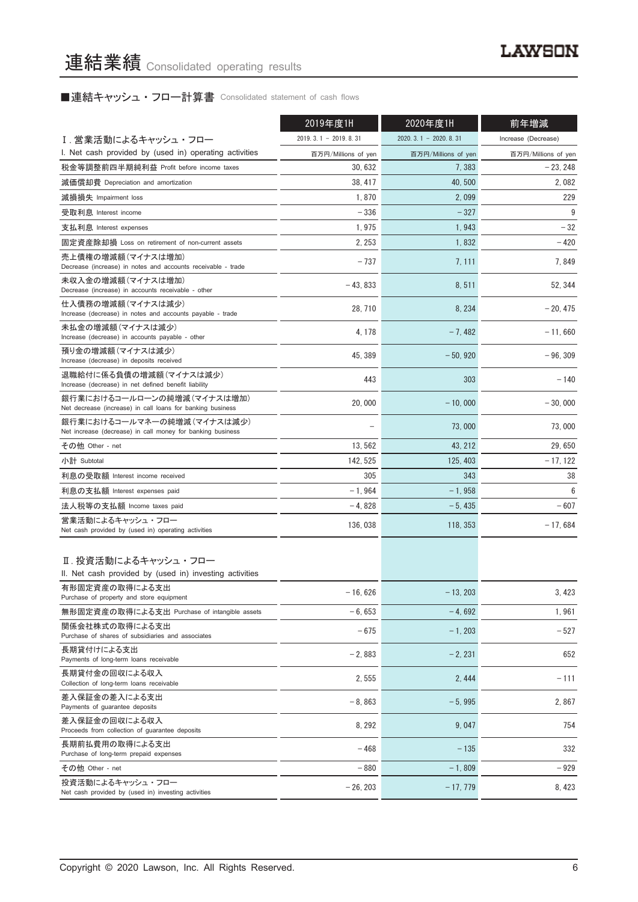# 連結業績 Consolidated operating results

## ■連結キャッシュ・フロー計算書 Consolidated statement of cash flows

| | 2019年度1H | 2020年度1H | 前年増減 |
|---|---|---|---|
| Ⅰ. 営業活動によるキャッシュ・フロー | 2019. 3. 1 － 2019. 8. 31 | 2020. 3. 1 － 2020. 8. 31 | Increase (Decrease) |
| I. Net cash provided by (used in) operating activities | 百万円/Millions of yen | 百万円/Millions of yen | 百万円/Millions of yen |
| 税金等調整前四半期純利益 Profit before income taxes | 30, 632 | 7, 383 | －23, 248 |
| 減価償却費 Depreciation and amortization | 38, 417 | 40, 500 | 2, 082 |
| 減損損失 Impairment loss | 1, 870 | 2, 099 | 229 |
| 受取利息 Interest income | －336 | －327 | 9 |
| 支払利息 Interest expenses | 1, 975 | 1, 943 | －32 |
| 固定資産除却損 Loss on retirement of non-current assets | 2, 253 | 1, 832 | －420 |
| 売上債権の増減額（マイナスは増加） Decrease (increase) in notes and accounts receivable - trade | －737 | 7, 111 | 7, 849 |
| 未収入金の増減額（マイナスは増加） Decrease (increase) in accounts receivable - other | －43, 833 | 8, 511 | 52, 344 |
| 仕入債務の増減額（マイナスは減少） Increase (decrease) in notes and accounts payable - trade | 28, 710 | 8, 234 | －20, 475 |
| 未払金の増減額（マイナスは減少） Increase (decrease) in accounts payable - other | 4, 178 | －7, 482 | －11, 660 |
| 預り金の増減額（マイナスは減少） Increase (decrease) in deposits received | 45, 389 | －50, 920 | －96, 309 |
| 退職給付に係る負債の増減額（マイナスは減少） Increase (decrease) in net defined benefit liability | 443 | 303 | －140 |
| 銀行業におけるコールローンの純増減（マイナスは増加） Net decrease (increase) in call loans for banking business | 20, 000 | －10, 000 | －30, 000 |
| 銀行業におけるコールマネーの純増減（マイナスは減少） Net increase (decrease) in call money for banking business | － | 73, 000 | 73, 000 |
| その他 Other - net | 13, 562 | 43, 212 | 29, 650 |
| 小計 Subtotal | 142, 525 | 125, 403 | －17, 122 |
| 利息の受取額 Interest income received | 305 | 343 | 38 |
| 利息の支払額 Interest expenses paid | －1, 964 | －1, 958 | 6 |
| 法人税等の支払額 Income taxes paid | －4, 828 | －5, 435 | －607 |
| 営業活動によるキャッシュ・フロー Net cash provided by (used in) operating activities | 136, 038 | 118, 353 | －17, 684 |
| Ⅱ. 投資活動によるキャッシュ・フロー II. Net cash provided by (used in) investing activities | | | |
| 有形固定資産の取得による支出 Purchase of property and store equipment | －16, 626 | －13, 203 | 3, 423 |
| 無形固定資産の取得による支出 Purchase of intangible assets | －6, 653 | －4, 692 | 1, 961 |
| 関係会社株式の取得による支出 Purchase of shares of subsidiaries and associates | －675 | －1, 203 | －527 |
| 長期貸付けによる支出 Payments of long-term loans receivable | －2, 883 | －2, 231 | 652 |
| 長期貸付金の回収による収入 Collection of long-term loans receivable | 2, 555 | 2, 444 | －111 |
| 差入保証金の差入による支出 Payments of guarantee deposits | －8, 863 | －5, 995 | 2, 867 |
| 差入保証金の回収による収入 Proceeds from collection of guarantee deposits | 8, 292 | 9, 047 | 754 |
| 長期前払費用の取得による支出 Purchase of long-term prepaid expenses | －468 | －135 | 332 |
| その他 Other - net | －880 | －1, 809 | －929 |
| 投資活動によるキャッシュ・フロー Net cash provided by (used in) investing activities | －26, 203 | －17, 779 | 8, 423 |

Copyright © 2020 Lawson, Inc. All Rights Reserved.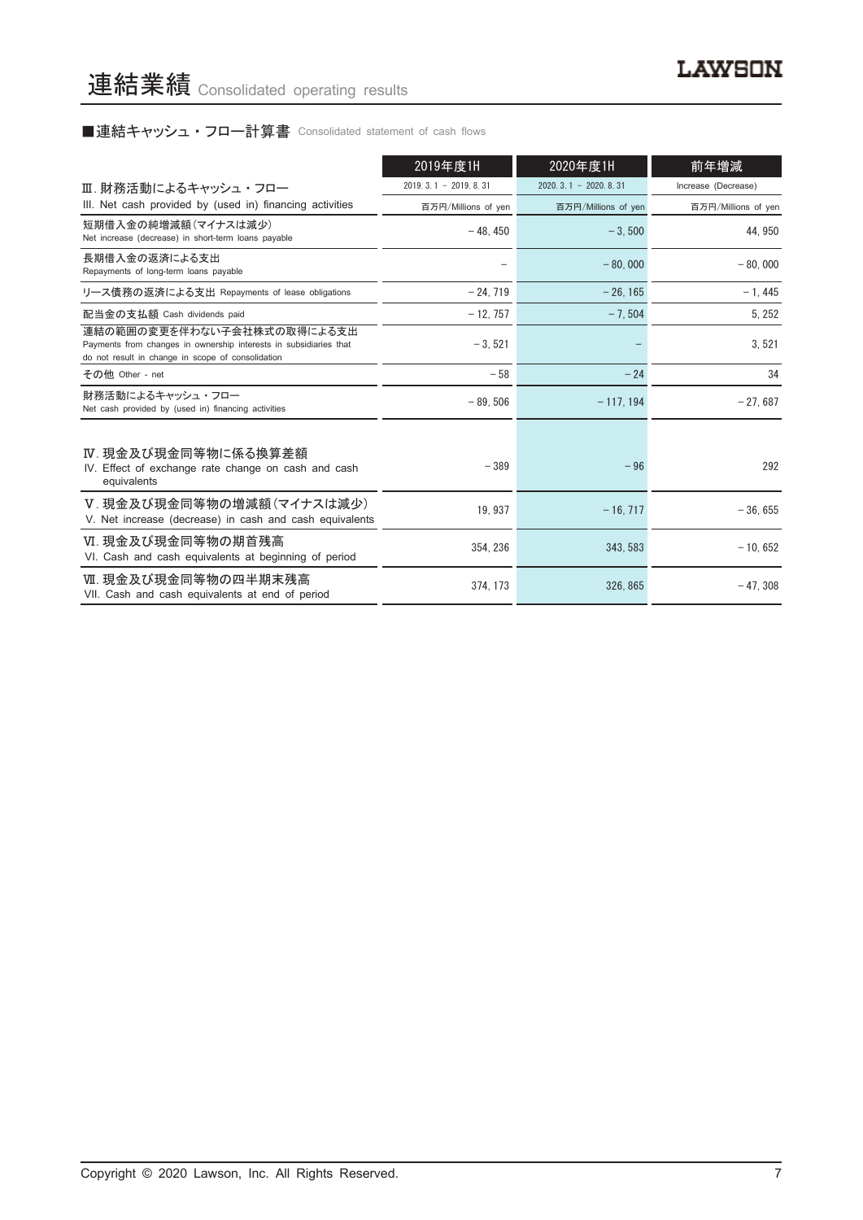# 連結業績 Consolidated operating results

■連結キャッシュ・フロー計算書 Consolidated statement of cash flows

| | 2019年度1H | 2020年度1H | 前年増減 |
|---|---|---|---|
| Ⅲ. 財務活動によるキャッシュ・フロー<br>III. Net cash provided by (used in) financing activities | 2019. 3. 1 － 2019. 8. 31<br>百万円/Millions of yen | 2020. 3. 1 － 2020. 8. 31<br>百万円/Millions of yen | Increase (Decrease)<br>百万円/Millions of yen |
| 短期借入金の純増減額（マイナスは減少）<br>Net increase (decrease) in short-term loans payable | －48, 450 | －3, 500 | 44, 950 |
| 長期借入金の返済による支出<br>Repayments of long-term loans payable | － | －80, 000 | －80, 000 |
| リース債務の返済による支出 Repayments of lease obligations | －24, 719 | －26, 165 | －1, 445 |
| 配当金の支払額 Cash dividends paid | －12, 757 | －7, 504 | 5, 252 |
| 連結の範囲の変更を伴わない子会社株式の取得による支出<br>Payments from changes in ownership interests in subsidiaries that do not result in change in scope of consolidation | －3, 521 | － | 3, 521 |
| その他 Other - net | －58 | －24 | 34 |
| 財務活動によるキャッシュ・フロー<br>Net cash provided by (used in) financing activities | －89, 506 | －117, 194 | －27, 687 |
| Ⅳ. 現金及び現金同等物に係る換算差額<br>IV. Effect of exchange rate change on cash and cash equivalents | －389 | －96 | 292 |
| Ⅴ. 現金及び現金同等物の増減額（マイナスは減少）<br>V. Net increase (decrease) in cash and cash equivalents | 19, 937 | －16, 717 | －36, 655 |
| Ⅵ. 現金及び現金同等物の期首残高<br>VI. Cash and cash equivalents at beginning of period | 354, 236 | 343, 583 | －10, 652 |
| Ⅶ. 現金及び現金同等物の四半期末残高<br>VII. Cash and cash equivalents at end of period | 374, 173 | 326, 865 | －47, 308 |

Copyright © 2020 Lawson, Inc. All Rights Reserved.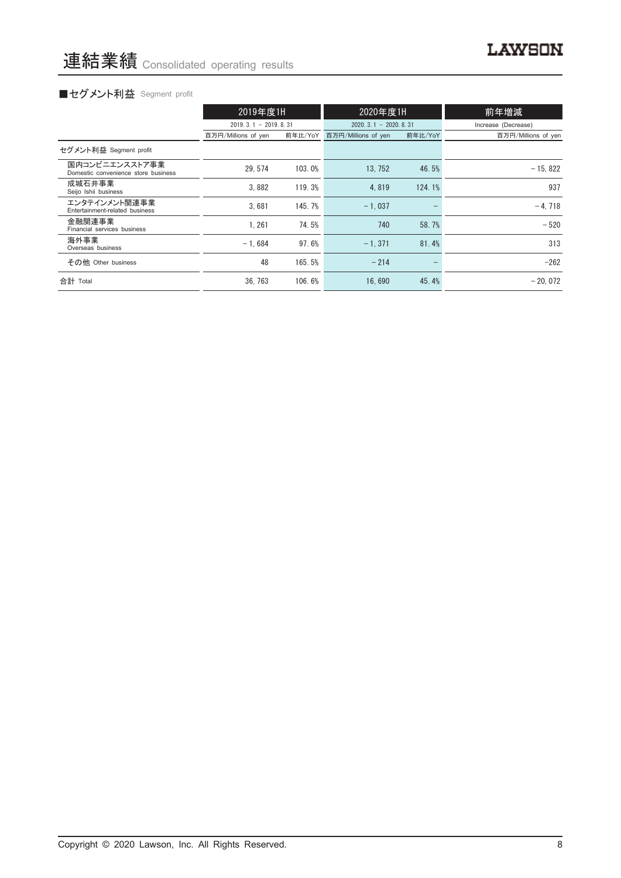# 連結業績 Consolidated operating results

## ■セグメント利益 Segment profit

| | 2019年度1H | | 2020年度1H | | 前年増減 |
|---|---|---|---|---|---|
| | 2019. 3. 1 － 2019. 8. 31 | | 2020. 3. 1 － 2020. 8. 31 | | Increase (Decrease) |
| | 百万円/Millions of yen | 前年比/YoY | 百万円/Millions of yen | 前年比/YoY | 百万円/Millions of yen |
| セグメント利益 Segment profit | | | | | |
| 国内コンビニエンスストア事業 Domestic convenience store business | 29, 574 | 103. 0% | 13, 752 | 46. 5% | －15, 822 |
| 成城石井事業 Seijo Ishii business | 3, 882 | 119. 3% | 4, 819 | 124. 1% | 937 |
| エンタテインメント関連事業 Entertainment-related business | 3, 681 | 145. 7% | －1, 037 | － | －4, 718 |
| 金融関連事業 Financial services business | 1, 261 | 74. 5% | 740 | 58. 7% | －520 |
| 海外事業 Overseas business | －1, 684 | 97. 6% | －1, 371 | 81. 4% | 313 |
| その他 Other business | 48 | 165. 5% | －214 | － | −262 |
| 合計 Total | 36, 763 | 106. 6% | 16, 690 | 45. 4% | －20, 072 |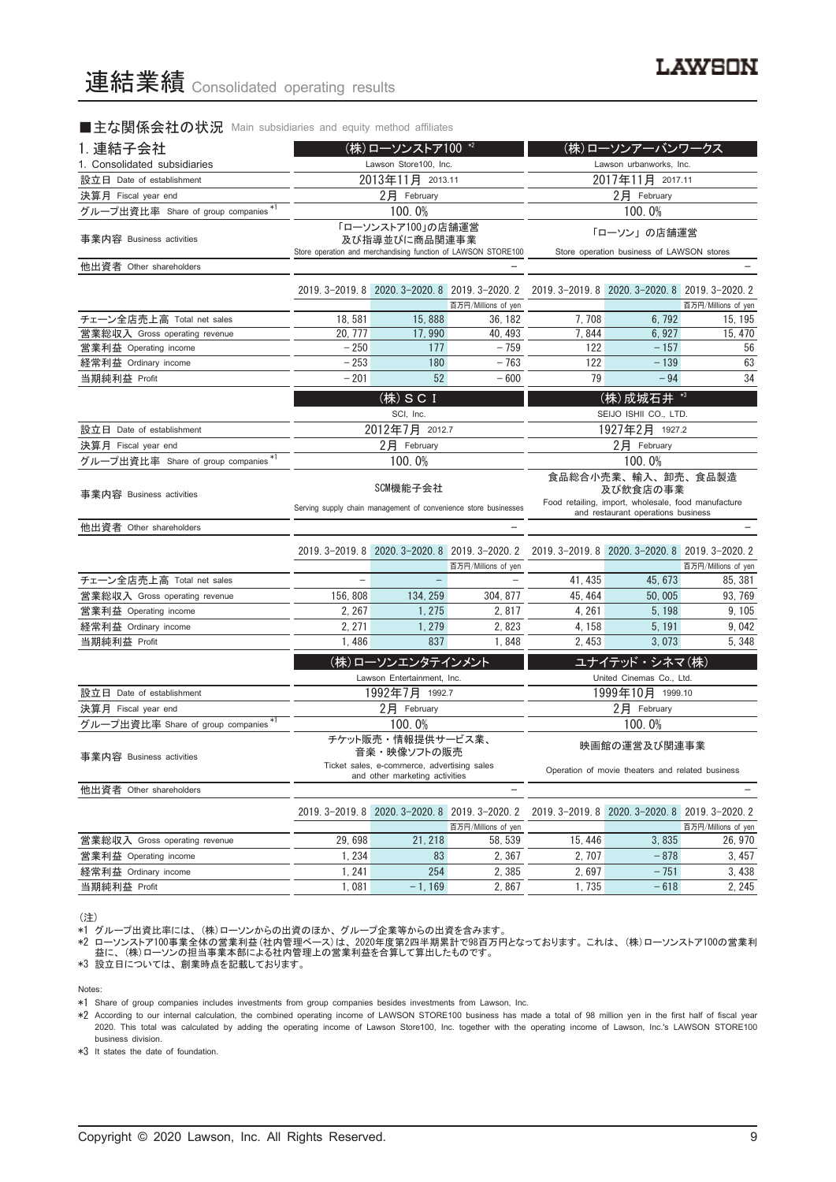# 連結業績 Consolidated operating results

■主な関係会社の状況 Main subsidiaries and equity method affiliates

| 1. 連結子会社<br>1. Consolidated subsidiaries | (株)ローソンストア100 *2<br>Lawson Store100, Inc. | | | (株)ローソンアーバンワークス<br>Lawson urbanworks, Inc. | | |
|---|---|---|---|---|---|---|
| 設立日 Date of establishment | 2013年11月 2013.11 | | | 2017年11月 2017.11 | | |
| 決算月 Fiscal year end | 2月 February | | | 2月 February | | |
| グループ出資比率 Share of group companies *1 | 100.0% | | | 100.0% | | |
| 事業内容 Business activities | 「ローソンストア100」の店舗運営及び指導並びに商品関連事業<br>Store operation and merchandising function of LAWSON STORE100 | | | 「ローソン」の店舗運営<br>Store operation business of LAWSON stores | | |
| 他出資者 Other shareholders | – | | | – | | |
| | 2019.3-2019.8 | 2020.3-2020.8 | 2019.3-2020.2<br>百万円/Millions of yen | 2019.3-2019.8 | 2020.3-2020.8 | 2019.3-2020.2<br>百万円/Millions of yen |
| チェーン全店売上高 Total net sales | 18,581 | 15,888 | 36,182 | 7,708 | 6,792 | 15,195 |
| 営業総収入 Gross operating revenue | 20,777 | 17,990 | 40,493 | 7,844 | 6,927 | 15,470 |
| 営業利益 Operating income | –250 | 177 | –759 | 122 | –157 | 56 |
| 経常利益 Ordinary income | –253 | 180 | –763 | 122 | –139 | 63 |
| 当期純利益 Profit | –201 | 52 | –600 | 79 | –94 | 34 |

| | (株)SCI<br>SCI, Inc. | | | (株)成城石井 *3<br>SEIJO ISHII CO., LTD. | | |
|---|---|---|---|---|---|---|
| 設立日 Date of establishment | 2012年7月 2012.7 | | | 1927年2月 1927.2 | | |
| 決算月 Fiscal year end | 2月 February | | | 2月 February | | |
| グループ出資比率 Share of group companies *1 | 100.0% | | | 100.0% | | |
| 事業内容 Business activities | SCM機能子会社<br>Serving supply chain management of convenience store businesses | | | 食品総合小売業、輸入、卸売、食品製造及び飲食店の事業<br>Food retailing, import, wholesale, food manufacture and restaurant operations business | | |
| 他出資者 Other shareholders | – | | | – | | |
| | 2019.3-2019.8 | 2020.3-2020.8 | 2019.3-2020.2<br>百万円/Millions of yen | 2019.3-2019.8 | 2020.3-2020.8 | 2019.3-2020.2<br>百万円/Millions of yen |
| チェーン全店売上高 Total net sales | – | – | – | 41,435 | 45,673 | 85,381 |
| 営業総収入 Gross operating revenue | 156,808 | 134,259 | 304,877 | 45,464 | 50,005 | 93,769 |
| 営業利益 Operating income | 2,267 | 1,275 | 2,817 | 4,261 | 5,198 | 9,105 |
| 経常利益 Ordinary income | 2,271 | 1,279 | 2,823 | 4,158 | 5,191 | 9,042 |
| 当期純利益 Profit | 1,486 | 837 | 1,848 | 2,453 | 3,073 | 5,348 |

| | (株)ローソンエンタテインメント<br>Lawson Entertainment, Inc. | | | ユナイテッド・シネマ(株)<br>United Cinemas Co., Ltd. | | |
|---|---|---|---|---|---|---|
| 設立日 Date of establishment | 1992年7月 1992.7 | | | 1999年10月 1999.10 | | |
| 決算月 Fiscal year end | 2月 February | | | 2月 February | | |
| グループ出資比率 Share of group companies *1 | 100.0% | | | 100.0% | | |
| 事業内容 Business activities | チケット販売・情報提供サービス業、音楽・映像ソフトの販売<br>Ticket sales, e-commerce, advertising sales and other marketing activities | | | 映画館の運営及び関連事業<br>Operation of movie theaters and related business | | |
| 他出資者 Other shareholders | – | | | – | | |
| | 2019.3-2019.8 | 2020.3-2020.8 | 2019.3-2020.2<br>百万円/Millions of yen | 2019.3-2019.8 | 2020.3-2020.8 | 2019.3-2020.2<br>百万円/Millions of yen |
| 営業総収入 Gross operating revenue | 29,698 | 21,218 | 58,539 | 15,446 | 3,835 | 26,970 |
| 営業利益 Operating income | 1,234 | 83 | 2,367 | 2,707 | –878 | 3,457 |
| 経常利益 Ordinary income | 1,241 | 254 | 2,385 | 2,697 | –751 | 3,438 |
| 当期純利益 Profit | 1,081 | –1,169 | 2,867 | 1,735 | –618 | 2,245 |

(注)

*1 グループ出資比率には、(株)ローソンからの出資のほか、グループ企業等からの出資を含みます。

*2 ローソンストア100事業全体の営業利益(社内管理ベース)は、2020年度第2四半期累計で98百万円となっております。これは、(株)ローソンストア100の営業利益に、(株)ローソンの担当事業本部による社内管理上の営業利益を合算して算出したものです。

*3 設立日については、創業時点を記載しております。

Notes:

*1 Share of group companies includes investments from group companies besides investments from Lawson, Inc.

*2 According to our internal calculation, the combined operating income of LAWSON STORE100 business has made a total of 98 million yen in the first half of fiscal year 2020. This total was calculated by adding the operating income of Lawson Store100, Inc. together with the operating income of Lawson, Inc.'s LAWSON STORE100 business division.

*3 It states the date of foundation.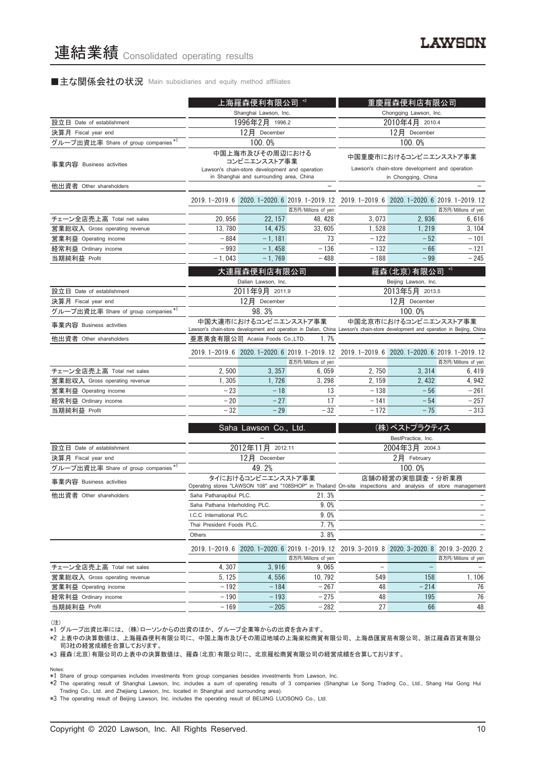# 連結業績 Consolidated operating results

■主な関係会社の状況 Main subsidiaries and equity method affiliates

| | 上海羅森便利有限公司 *2 Shanghai Lawson, Inc. | | | 重慶羅森便利店有限公司 Chongqing Lawson, Inc. | | |
|---|---|---|---|---|---|---|
| 設立日 Date of establishment | 1996年2月 1996.2 | | | 2010年4月 2010.4 | | |
| 決算月 Fiscal year end | 12月 December | | | 12月 December | | |
| グループ出資比率 Share of group companies *1 | 100.0% | | | 100.0% | | |
| 事業内容 Business activities | 中国上海市及びその周辺におけるコンビニエンスストア事業 Lawson's chain-store development and operation in Shanghai and surrounding area, China | | | 中国重慶市におけるコンビニエンスストア事業 Lawson's chain-store development and operation in Chongqing, China | | |
| 他出資者 Other shareholders | – | | | – | | |
| | 2019.1-2019.6 | 2020.1-2020.6 | 2019.1-2019.12 百万円/Millions of yen | 2019.1-2019.6 | 2020.1-2020.6 | 2019.1-2019.12 百万円/Millions of yen |
| チェーン全店売上高 Total net sales | 20,956 | 22,157 | 48,428 | 3,073 | 2,936 | 6,616 |
| 営業総収入 Gross operating revenue | 13,780 | 14,475 | 33,605 | 1,528 | 1,219 | 3,104 |
| 営業利益 Operating income | −884 | −1,181 | 73 | −122 | −52 | −101 |
| 経常利益 Ordinary income | −993 | −1,458 | −136 | −132 | −66 | −121 |
| 当期純利益 Profit | −1,043 | −1,769 | −488 | −188 | −99 | −245 |

| | 大連羅森便利店有限公司 Dalian Lawson, Inc. | | | 羅森(北京)有限公司 *3 Beijing Lawson, Inc. | | |
|---|---|---|---|---|---|---|
| 設立日 Date of establishment | 2011年9月 2011.9 | | | 2013年5月 2013.5 | | |
| 決算月 Fiscal year end | 12月 December | | | 12月 December | | |
| グループ出資比率 Share of group companies *1 | 98.3% | | | 100.0% | | |
| 事業内容 Business activities | 中国大連市におけるコンビニエンスストア事業 Lawson's chain-store development and operation in Dalian, China | | | 中国北京市におけるコンビニエンスストア事業 Lawson's chain-store development and operation in Beijing, China | | |
| 他出資者 Other shareholders | 亜恵美食有限公司 Acasia Foods Co.,LTD. 1.7% | | | – | | |
| | 2019.1-2019.6 | 2020.1-2020.6 | 2019.1-2019.12 百万円/Millions of yen | 2019.1-2019.6 | 2020.1-2020.6 | 2019.1-2019.12 百万円/Millions of yen |
| チェーン全店売上高 Total net sales | 2,500 | 3,357 | 6,059 | 2,750 | 3,314 | 6,419 |
| 営業総収入 Gross operating revenue | 1,305 | 1,726 | 3,298 | 2,159 | 2,432 | 4,942 |
| 営業利益 Operating income | −23 | −18 | 13 | −138 | −56 | −261 |
| 経常利益 Ordinary income | −20 | −27 | 17 | −141 | −54 | −257 |
| 当期純利益 Profit | −32 | −29 | −32 | −172 | −75 | −313 |

| | Saha Lawson Co., Ltd. | | | (株)ベストプラクティス BestPractice, Inc. | | |
|---|---|---|---|---|---|---|
| 設立日 Date of establishment | 2012年11月 2012.11 | | | 2004年3月 2004.3 | | |
| 決算月 Fiscal year end | 12月 December | | | 2月 February | | |
| グループ出資比率 Share of group companies *1 | 49.2% | | | 100.0% | | |
| 事業内容 Business activities | タイにおけるコンビニエンスストア事業 Operating stores "LAWSON 108" and "108SHOP" in Thailand | | | 店舗の経営の実態調査・分析業務 On-site inspections and analysis of store management | | |
| 他出資者 Other shareholders | Saha Pathanapibul PLC. | | 21.3% | – | | |
| | Saha Pathana Interholding PLC. | | 9.0% | – | | |
| | I.C.C International PLC. | | 9.0% | – | | |
| | Thai President Foods PLC. | | 7.7% | – | | |
| | Others | | 3.8% | – | | |
| | 2019.1-2019.6 | 2020.1-2020.6 | 2019.1-2019.12 百万円/Millions of yen | 2019.3-2019.8 | 2020.3-2020.8 | 2019.3-2020.2 百万円/Millions of yen |
| チェーン全店売上高 Total net sales | 4,307 | 3,916 | 9,065 | – | – | – |
| 営業総収入 Gross operating revenue | 5,125 | 4,556 | 10,792 | 549 | 158 | 1,106 |
| 営業利益 Operating income | −192 | −184 | −267 | 48 | −214 | 76 |
| 経常利益 Ordinary income | −190 | −193 | −275 | 48 | 195 | 76 |
| 当期純利益 Profit | −169 | −205 | −282 | 27 | 66 | 48 |

(注)
*1 グループ出資比率には、(株)ローソンからの出資のほか、グループ企業等からの出資を含みます。
*2 上表中の決算数値は、上海羅森便利有限公司に、中国上海市及びその周辺地域の上海楽松商貿有限公司、上海恭匯貿易有限公司、浙江羅森百貨有限公司3社の経営成績を合算しております。
*3 羅森(北京)有限公司の上表中の決算数値は、羅森(北京)有限公司に、北京羅松商貿有限公司の経営成績を合算しております。

Notes:
*1 Share of group companies includes investments from group companies besides investments from Lawson, Inc.
*2 The operating result of Shanghai Lawson, Inc. includes a sum of operating results of 3 companies (Shanghai Le Song Trading Co., Ltd., Shang Hai Gong Hui Trading Co., Ltd. and Zhejiang Lawson, Inc. located in Shanghai and surrounding area).
*3 The operating result of Beijing Lawson, Inc. includes the operating result of BEIJING LUOSONG Co., Ltd.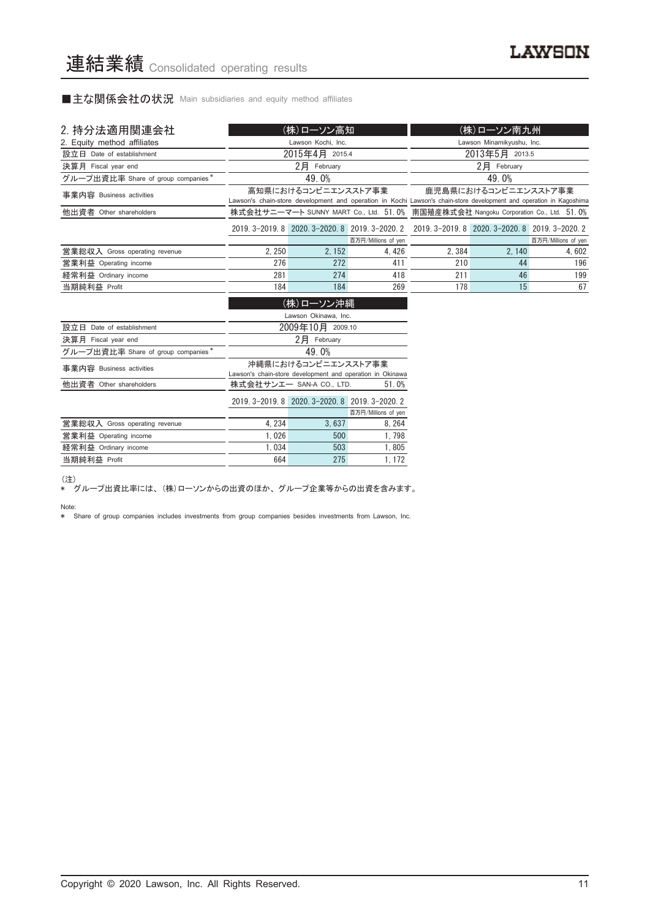# 連結業績 Consolidated operating results

## ■主な関係会社の状況 Main subsidiaries and equity method affiliates

### 2. 持分法適用関連会社
2. Equity method affiliates

| | (株)ローソン高知<br>Lawson Kochi, Inc. | | | (株)ローソン南九州<br>Lawson Minamikyushu, Inc. | | |
|---|---|---|---|---|---|---|
| 設立日 Date of establishment | 2015年4月 2015.4 | | | 2013年5月 2013.5 | | |
| 決算月 Fiscal year end | 2月 February | | | 2月 February | | |
| グループ出資比率 Share of group companies * | 49.0% | | | 49.0% | | |
| 事業内容 Business activities | 高知県におけるコンビニエンスストア事業<br>Lawson's chain-store development and operation in Kochi | | | 鹿児島県におけるコンビニエンスストア事業<br>Lawson's chain-store development and operation in Kagoshima | | |
| 他出資者 Other shareholders | 株式会社サニーマート SUNNY MART Co., Ltd. 51.0% | | | 南国殖産株式会社 Nangoku Corporation Co., Ltd. 51.0% | | |
| | 2019.3-2019.8 | 2020.3-2020.8 | 2019.3-2020.2 | 2019.3-2019.8 | 2020.3-2020.8 | 2019.3-2020.2 |
| | | | 百万円/Millions of yen | | | 百万円/Millions of yen |
| 営業総収入 Gross operating revenue | 2,250 | 2,152 | 4,426 | 2,384 | 2,140 | 4,602 |
| 営業利益 Operating income | 276 | 272 | 411 | 210 | 44 | 196 |
| 経常利益 Ordinary income | 281 | 274 | 418 | 211 | 46 | 199 |
| 当期純利益 Profit | 184 | 184 | 269 | 178 | 15 | 67 |

| | (株)ローソン沖縄<br>Lawson Okinawa, Inc. | | |
|---|---|---|---|
| 設立日 Date of establishment | 2009年10月 2009.10 | | |
| 決算月 Fiscal year end | 2月 February | | |
| グループ出資比率 Share of group companies * | 49.0% | | |
| 事業内容 Business activities | 沖縄県におけるコンビニエンスストア事業<br>Lawson's chain-store development and operation in Okinawa | | |
| 他出資者 Other shareholders | 株式会社サンエー SAN-A CO., LTD. 51.0% | | |
| | 2019.3-2019.8 | 2020.3-2020.8 | 2019.3-2020.2 |
| | | | 百万円/Millions of yen |
| 営業総収入 Gross operating revenue | 4,234 | 3,637 | 8,264 |
| 営業利益 Operating income | 1,026 | 500 | 1,798 |
| 経常利益 Ordinary income | 1,034 | 503 | 1,805 |
| 当期純利益 Profit | 664 | 275 | 1,172 |

(注)
* グループ出資比率には、(株)ローソンからの出資のほか、グループ企業等からの出資を含みます。

Note:
* Share of group companies includes investments from group companies besides investments from Lawson, Inc.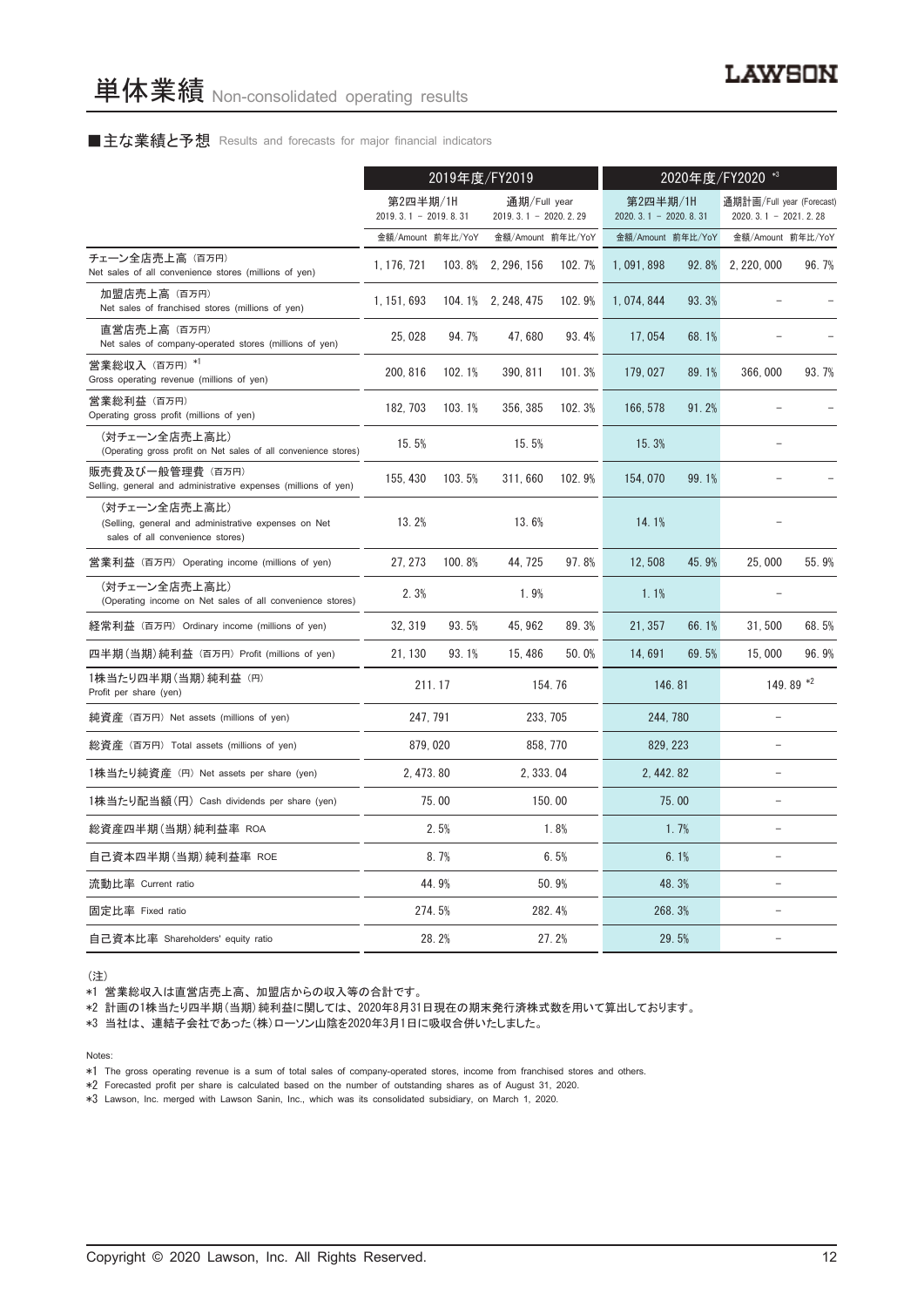# 単体業績 Non-consolidated operating results

■主な業績と予想 Results and forecasts for major financial indicators

| | 2019年度/FY2019 | | | | 2020年度/FY2020 *3 | | | |
|---|---|---|---|---|---|---|---|---|
| | 第2四半期/1H 2019. 3. 1 － 2019. 8. 31 | | 通期/Full year 2019. 3. 1 － 2020. 2. 29 | | 第2四半期/1H 2020. 3. 1 － 2020. 8. 31 | | 通期計画/Full year (Forecast) 2020. 3. 1 － 2021. 2. 28 | |
| | 金額/Amount | 前年比/YoY | 金額/Amount | 前年比/YoY | 金額/Amount | 前年比/YoY | 金額/Amount | 前年比/YoY |
| チェーン全店売上高 (百万円) Net sales of all convenience stores (millions of yen) | 1, 176, 721 | 103. 8% | 2, 296, 156 | 102. 7% | 1, 091, 898 | 92. 8% | 2, 220, 000 | 96. 7% |
| 加盟店売上高 (百万円) Net sales of franchised stores (millions of yen) | 1, 151, 693 | 104. 1% | 2, 248, 475 | 102. 9% | 1, 074, 844 | 93. 3% | – | – |
| 直営店売上高 (百万円) Net sales of company-operated stores (millions of yen) | 25, 028 | 94. 7% | 47, 680 | 93. 4% | 17, 054 | 68. 1% | – | – |
| 営業総収入 (百万円) *1 Gross operating revenue (millions of yen) | 200, 816 | 102. 1% | 390, 811 | 101. 3% | 179, 027 | 89. 1% | 366, 000 | 93. 7% |
| 営業総利益 (百万円) Operating gross profit (millions of yen) | 182, 703 | 103. 1% | 356, 385 | 102. 3% | 166, 578 | 91. 2% | – | – |
| (対チェーン全店売上高比) (Operating gross profit on Net sales of all convenience stores) | 15. 5% | | 15. 5% | | 15. 3% | | – | |
| 販売費及び一般管理費 (百万円) Selling, general and administrative expenses (millions of yen) | 155, 430 | 103. 5% | 311, 660 | 102. 9% | 154, 070 | 99. 1% | – | – |
| (対チェーン全店売上高比) (Selling, general and administrative expenses on Net sales of all convenience stores) | 13. 2% | | 13. 6% | | 14. 1% | | – | |
| 営業利益 (百万円) Operating income (millions of yen) | 27, 273 | 100. 8% | 44, 725 | 97. 8% | 12, 508 | 45. 9% | 25, 000 | 55. 9% |
| (対チェーン全店売上高比) (Operating income on Net sales of all convenience stores) | 2. 3% | | 1. 9% | | 1. 1% | | – | |
| 経常利益 (百万円) Ordinary income (millions of yen) | 32, 319 | 93. 5% | 45, 962 | 89. 3% | 21, 357 | 66. 1% | 31, 500 | 68. 5% |
| 四半期(当期)純利益 (百万円) Profit (millions of yen) | 21, 130 | 93. 1% | 15, 486 | 50. 0% | 14, 691 | 69. 5% | 15, 000 | 96. 9% |
| 1株当たり四半期(当期)純利益 (円) Profit per share (yen) | 211. 17 | | 154. 76 | | 146. 81 | | 149. 89 *2 | |
| 純資産 (百万円) Net assets (millions of yen) | 247, 791 | | 233, 705 | | 244, 780 | | – | |
| 総資産 (百万円) Total assets (millions of yen) | 879, 020 | | 858, 770 | | 829, 223 | | – | |
| 1株当たり純資産 (円) Net assets per share (yen) | 2, 473. 80 | | 2, 333. 04 | | 2, 442. 82 | | – | |
| 1株当たり配当額(円) Cash dividends per share (yen) | 75. 00 | | 150. 00 | | 75. 00 | | – | |
| 総資産四半期(当期)純利益率 ROA | 2. 5% | | 1. 8% | | 1. 7% | | – | |
| 自己資本四半期(当期)純利益率 ROE | 8. 7% | | 6. 5% | | 6. 1% | | – | |
| 流動比率 Current ratio | 44. 9% | | 50. 9% | | 48. 3% | | – | |
| 固定比率 Fixed ratio | 274. 5% | | 282. 4% | | 268. 3% | | – | |
| 自己資本比率 Shareholders' equity ratio | 28. 2% | | 27. 2% | | 29. 5% | | – | |

(注)

*1 営業総収入は直営店売上高、加盟店からの収入等の合計です。

*2 計画の1株当たり四半期(当期)純利益に関しては、2020年8月31日現在の期末発行済株式数を用いて算出しております。

*3 当社は、連結子会社であった(株)ローソン山陰を2020年3月1日に吸収合併いたしました。

Notes:

*1 The gross operating revenue is a sum of total sales of company-operated stores, income from franchised stores and others.

*2 Forecasted profit per share is calculated based on the number of outstanding shares as of August 31, 2020.

*3 Lawson, Inc. merged with Lawson Sanin, Inc., which was its consolidated subsidiary, on March 1, 2020.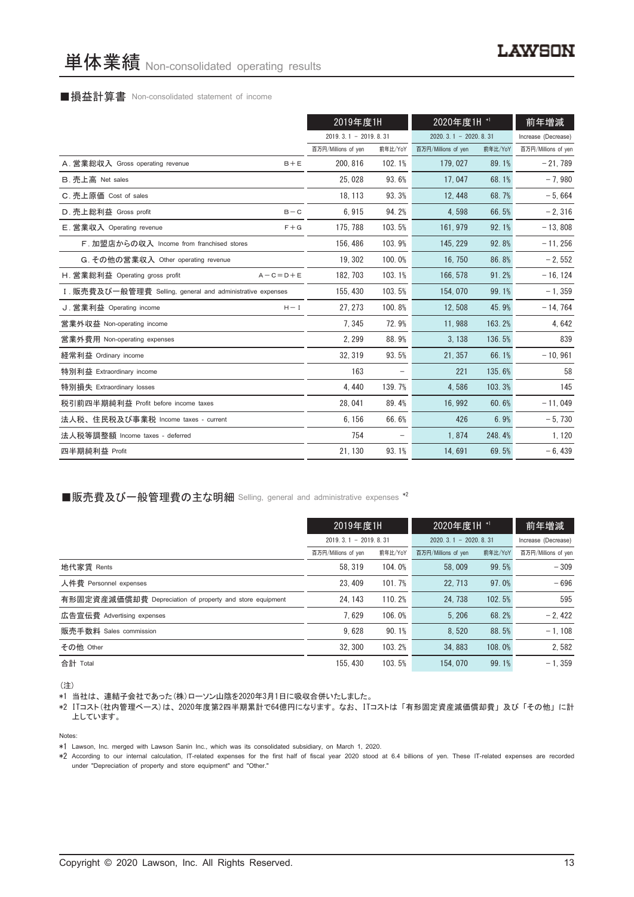# 単体業績 Non-consolidated operating results

## ■損益計算書 Non-consolidated statement of income

| | | 2019年度1H | | 2020年度1H *1 | | 前年増減 |
|---|---|---|---|---|---|---|
| | | 2019. 3. 1 – 2019. 8. 31 | | 2020. 3. 1 – 2020. 8. 31 | | Increase (Decrease) |
| | | 百万円/Millions of yen | 前年比/YoY | 百万円/Millions of yen | 前年比/YoY | 百万円/Millions of yen |
| A. 営業総収入 Gross operating revenue | B+E | 200, 816 | 102. 1% | 179, 027 | 89. 1% | –21, 789 |
| B. 売上高 Net sales | | 25, 028 | 93. 6% | 17, 047 | 68. 1% | –7, 980 |
| C. 売上原価 Cost of sales | | 18, 113 | 93. 3% | 12, 448 | 68. 7% | –5, 664 |
| D. 売上総利益 Gross profit | B–C | 6, 915 | 94. 2% | 4, 598 | 66. 5% | –2, 316 |
| E. 営業収入 Operating revenue | F+G | 175, 788 | 103. 5% | 161, 979 | 92. 1% | –13, 808 |
| F. 加盟店からの収入 Income from franchised stores | | 156, 486 | 103. 9% | 145, 229 | 92. 8% | –11, 256 |
| G. その他の営業収入 Other operating revenue | | 19, 302 | 100. 0% | 16, 750 | 86. 8% | –2, 552 |
| H. 営業総利益 Operating gross profit | A–C=D+E | 182, 703 | 103. 1% | 166, 578 | 91. 2% | –16, 124 |
| I. 販売費及び一般管理費 Selling, general and administrative expenses | | 155, 430 | 103. 5% | 154, 070 | 99. 1% | –1, 359 |
| J. 営業利益 Operating income | H–I | 27, 273 | 100. 8% | 12, 508 | 45. 9% | –14, 764 |
| 営業外収益 Non-operating income | | 7, 345 | 72. 9% | 11, 988 | 163. 2% | 4, 642 |
| 営業外費用 Non-operating expenses | | 2, 299 | 88. 9% | 3, 138 | 136. 5% | 839 |
| 経常利益 Ordinary income | | 32, 319 | 93. 5% | 21, 357 | 66. 1% | –10, 961 |
| 特別利益 Extraordinary income | | 163 | – | 221 | 135. 6% | 58 |
| 特別損失 Extraordinary losses | | 4, 440 | 139. 7% | 4, 586 | 103. 3% | 145 |
| 税引前四半期純利益 Profit before income taxes | | 28, 041 | 89. 4% | 16, 992 | 60. 6% | –11, 049 |
| 法人税、住民税及び事業税 Income taxes - current | | 6, 156 | 66. 6% | 426 | 6. 9% | –5, 730 |
| 法人税等調整額 Income taxes - deferred | | 754 | – | 1, 874 | 248. 4% | 1, 120 |
| 四半期純利益 Profit | | 21, 130 | 93. 1% | 14, 691 | 69. 5% | –6, 439 |

## ■販売費及び一般管理費の主な明細 Selling, general and administrative expenses *2

| | 2019年度1H | | 2020年度1H *1 | | 前年増減 |
|---|---|---|---|---|---|
| | 2019. 3. 1 – 2019. 8. 31 | | 2020. 3. 1 – 2020. 8. 31 | | Increase (Decrease) |
| | 百万円/Millions of yen | 前年比/YoY | 百万円/Millions of yen | 前年比/YoY | 百万円/Millions of yen |
| 地代家賃 Rents | 58, 319 | 104. 0% | 58, 009 | 99. 5% | –309 |
| 人件費 Personnel expenses | 23, 409 | 101. 7% | 22, 713 | 97. 0% | –696 |
| 有形固定資産減価償却費 Depreciation of property and store equipment | 24, 143 | 110. 2% | 24, 738 | 102. 5% | 595 |
| 広告宣伝費 Advertising expenses | 7, 629 | 106. 0% | 5, 206 | 68. 2% | –2, 422 |
| 販売手数料 Sales commission | 9, 628 | 90. 1% | 8, 520 | 88. 5% | –1, 108 |
| その他 Other | 32, 300 | 103. 2% | 34, 883 | 108. 0% | 2, 582 |
| 合計 Total | 155, 430 | 103. 5% | 154, 070 | 99. 1% | –1, 359 |

(注)

*1 当社は、連結子会社であった(株)ローソン山陰を2020年3月1日に吸収合併いたしました。

*2 ITコスト(社内管理ベース)は、2020年度第2四半期累計で64億円になります。なお、ITコストは「有形固定資産減価償却費」及び「その他」に計上しています。

Notes:

*1 Lawson, Inc. merged with Lawson Sanin Inc., which was its consolidated subsidiary, on March 1, 2020.

*2 According to our internal calculation, IT-related expenses for the first half of fiscal year 2020 stood at 6.4 billions of yen. These IT-related expenses are recorded under "Depreciation of property and store equipment" and "Other."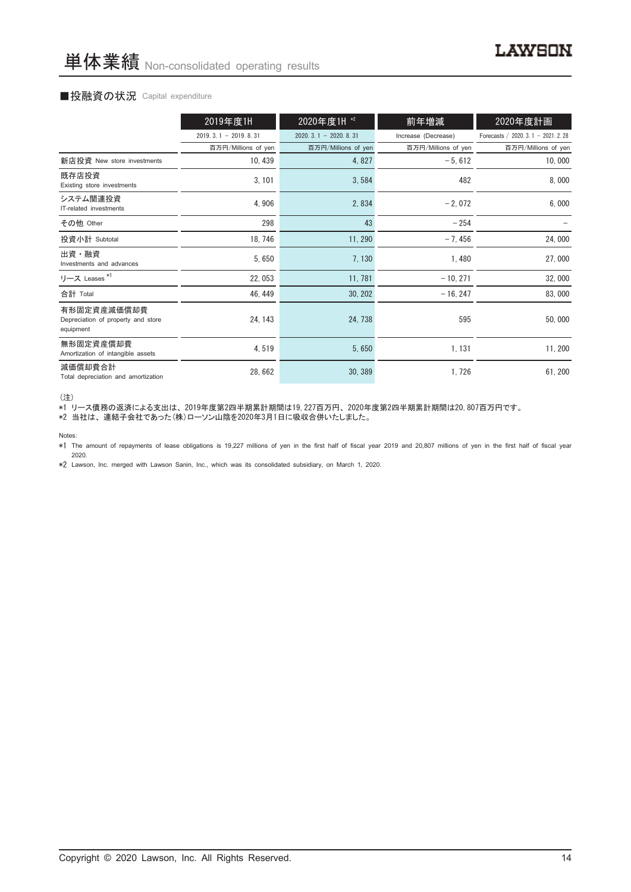# 単体業績 Non-consolidated operating results

## ■投融資の状況 Capital expenditure

| | 2019年度1H | 2020年度1H *2 | 前年増減 | 2020年度計画 |
|---|---|---|---|---|
| | 2019. 3. 1 － 2019. 8. 31 | 2020. 3. 1 － 2020. 8. 31 | Increase (Decrease) | Forecasts / 2020. 3. 1 － 2021. 2. 28 |
| | 百万円/Millions of yen | 百万円/Millions of yen | 百万円/Millions of yen | 百万円/Millions of yen |
| 新店投資 New store investments | 10, 439 | 4, 827 | －5, 612 | 10, 000 |
| 既存店投資 Existing store investments | 3, 101 | 3, 584 | 482 | 8, 000 |
| システム関連投資 IT-related investments | 4, 906 | 2, 834 | －2, 072 | 6, 000 |
| その他 Other | 298 | 43 | －254 | － |
| 投資小計 Subtotal | 18, 746 | 11, 290 | －7, 456 | 24, 000 |
| 出資・融資 Investments and advances | 5, 650 | 7, 130 | 1, 480 | 27, 000 |
| リース Leases *1 | 22, 053 | 11, 781 | －10, 271 | 32, 000 |
| 合計 Total | 46, 449 | 30, 202 | －16, 247 | 83, 000 |
| 有形固定資産減価償却費 Depreciation of property and store equipment | 24, 143 | 24, 738 | 595 | 50, 000 |
| 無形固定資産償却費 Amortization of intangible assets | 4, 519 | 5, 650 | 1, 131 | 11, 200 |
| 減価償却費合計 Total depreciation and amortization | 28, 662 | 30, 389 | 1, 726 | 61, 200 |

（注）

*1 リース債務の返済による支出は、2019年度第2四半期累計期間は19, 227百万円、2020年度第2四半期累計期間は20, 807百万円です。

*2 当社は、連結子会社であった(株)ローソン山陰を2020年3月1日に吸収合併いたしました。

Notes:

*1 The amount of repayments of lease obligations is 19,227 millions of yen in the first half of fiscal year 2019 and 20,807 millions of yen in the first half of fiscal year 2020.

*2 Lawson, Inc. merged with Lawson Sanin, Inc., which was its consolidated subsidiary, on March 1, 2020.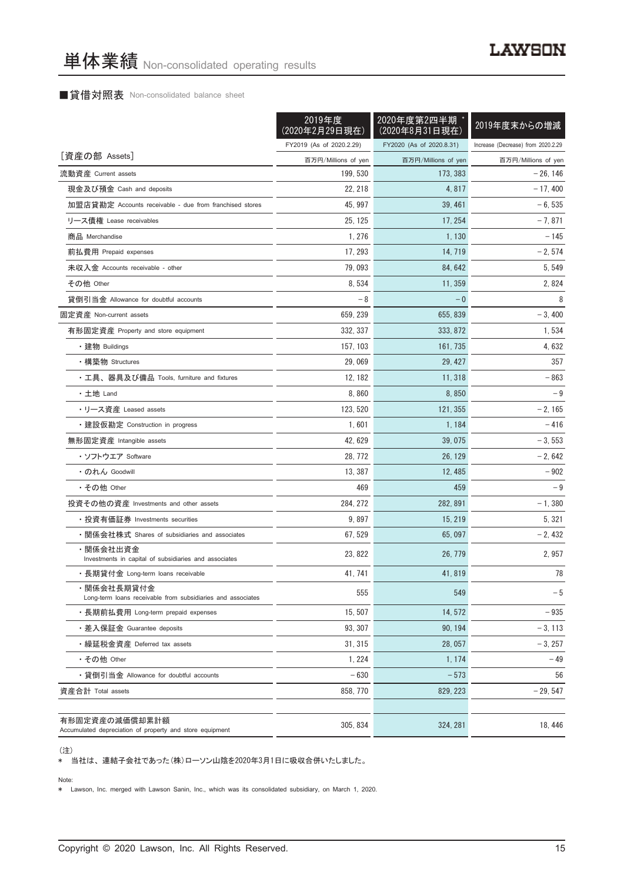# 単体業績 Non-consolidated operating results

## ■貸借対照表 Non-consolidated balance sheet

| | 2019年度（2020年2月29日現在） | 2020年度第2四半期 *（2020年8月31日現在） | 2019年度末からの増減 |
|---|---|---|---|
| | FY2019 (As of 2020.2.29) | FY2020 (As of 2020.8.31) | Increase (Decrease) from 2020.2.29 |
| ［資産の部 Assets］ | 百万円/Millions of yen | 百万円/Millions of yen | 百万円/Millions of yen |
| 流動資産 Current assets | 199, 530 | 173, 383 | －26, 146 |
| 現金及び預金 Cash and deposits | 22, 218 | 4, 817 | －17, 400 |
| 加盟店貸勘定 Accounts receivable - due from franchised stores | 45, 997 | 39, 461 | －6, 535 |
| リース債権 Lease receivables | 25, 125 | 17, 254 | －7, 871 |
| 商品 Merchandise | 1, 276 | 1, 130 | －145 |
| 前払費用 Prepaid expenses | 17, 293 | 14, 719 | －2, 574 |
| 未収入金 Accounts receivable - other | 79, 093 | 84, 642 | 5, 549 |
| その他 Other | 8, 534 | 11, 359 | 2, 824 |
| 貸倒引当金 Allowance for doubtful accounts | －8 | －0 | 8 |
| 固定資産 Non-current assets | 659, 239 | 655, 839 | －3, 400 |
| 有形固定資産 Property and store equipment | 332, 337 | 333, 872 | 1, 534 |
| ・建物 Buildings | 157, 103 | 161, 735 | 4, 632 |
| ・構築物 Structures | 29, 069 | 29, 427 | 357 |
| ・工具、器具及び備品 Tools, furniture and fixtures | 12, 182 | 11, 318 | －863 |
| ・土地 Land | 8, 860 | 8, 850 | －9 |
| ・リース資産 Leased assets | 123, 520 | 121, 355 | －2, 165 |
| ・建設仮勘定 Construction in progress | 1, 601 | 1, 184 | －416 |
| 無形固定資産 Intangible assets | 42, 629 | 39, 075 | －3, 553 |
| ・ソフトウエア Software | 28, 772 | 26, 129 | －2, 642 |
| ・のれん Goodwill | 13, 387 | 12, 485 | －902 |
| ・その他 Other | 469 | 459 | －9 |
| 投資その他の資産 Investments and other assets | 284, 272 | 282, 891 | －1, 380 |
| ・投資有価証券 Investments securities | 9, 897 | 15, 219 | 5, 321 |
| ・関係会社株式 Shares of subsidiaries and associates | 67, 529 | 65, 097 | －2, 432 |
| ・関係会社出資金 Investments in capital of subsidiaries and associates | 23, 822 | 26, 779 | 2, 957 |
| ・長期貸付金 Long-term loans receivable | 41, 741 | 41, 819 | 78 |
| ・関係会社長期貸付金 Long-term loans receivable from subsidiaries and associates | 555 | 549 | －5 |
| ・長期前払費用 Long-term prepaid expenses | 15, 507 | 14, 572 | －935 |
| ・差入保証金 Guarantee deposits | 93, 307 | 90, 194 | －3, 113 |
| ・繰延税金資産 Deferred tax assets | 31, 315 | 28, 057 | －3, 257 |
| ・その他 Other | 1, 224 | 1, 174 | －49 |
| ・貸倒引当金 Allowance for doubtful accounts | －630 | －573 | 56 |
| 資産合計 Total assets | 858, 770 | 829, 223 | －29, 547 |
| | | | |
| 有形固定資産の減価償却累計額 Accumulated depreciation of property and store equipment | 305, 834 | 324, 281 | 18, 446 |

（注）
＊ 当社は、連結子会社であった（株）ローソン山陰を2020年3月1日に吸収合併いたしました。

Note:
＊ Lawson, Inc. merged with Lawson Sanin, Inc., which was its consolidated subsidiary, on March 1, 2020.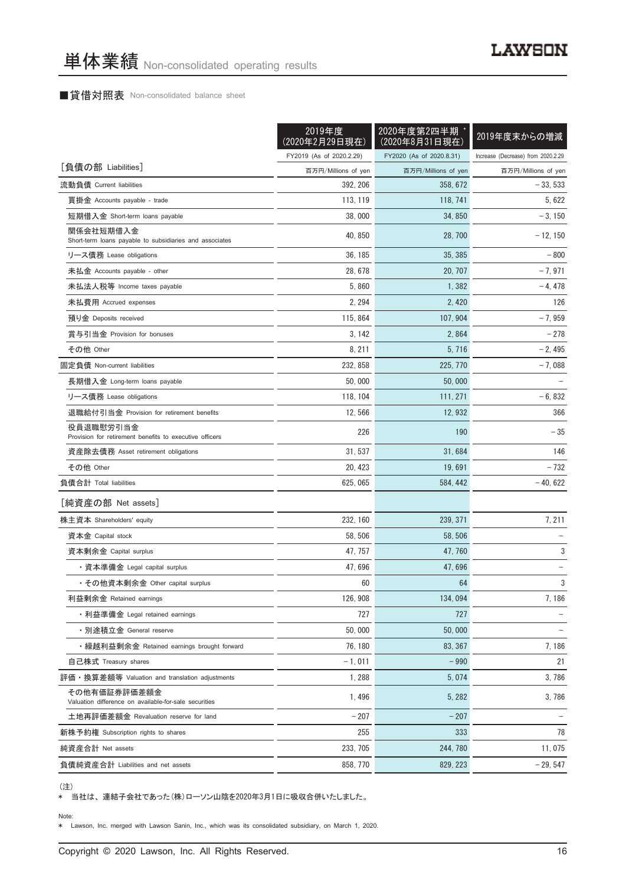# 単体業績 Non-consolidated operating results

## ■貸借対照表 Non-consolidated balance sheet

| | 2019年度（2020年2月29日現在） | 2020年度第2四半期 *（2020年8月31日現在） | 2019年度末からの増減 |
|---|---|---|---|
| | FY2019 (As of 2020.2.29) | FY2020 (As of 2020.8.31) | Increase (Decrease) from 2020.2.29 |
| ［負債の部 Liabilities］ | 百万円/Millions of yen | 百万円/Millions of yen | 百万円/Millions of yen |
| 流動負債 Current liabilities | 392, 206 | 358, 672 | －33, 533 |
| 買掛金 Accounts payable - trade | 113, 119 | 118, 741 | 5, 622 |
| 短期借入金 Short-term loans payable | 38, 000 | 34, 850 | －3, 150 |
| 関係会社短期借入金 Short-term loans payable to subsidiaries and associates | 40, 850 | 28, 700 | －12, 150 |
| リース債務 Lease obligations | 36, 185 | 35, 385 | －800 |
| 未払金 Accounts payable - other | 28, 678 | 20, 707 | －7, 971 |
| 未払法人税等 Income taxes payable | 5, 860 | 1, 382 | －4, 478 |
| 未払費用 Accrued expenses | 2, 294 | 2, 420 | 126 |
| 預り金 Deposits received | 115, 864 | 107, 904 | －7, 959 |
| 賞与引当金 Provision for bonuses | 3, 142 | 2, 864 | －278 |
| その他 Other | 8, 211 | 5, 716 | －2, 495 |
| 固定負債 Non-current liabilities | 232, 858 | 225, 770 | －7, 088 |
| 長期借入金 Long-term loans payable | 50, 000 | 50, 000 | － |
| リース債務 Lease obligations | 118, 104 | 111, 271 | －6, 832 |
| 退職給付引当金 Provision for retirement benefits | 12, 566 | 12, 932 | 366 |
| 役員退職慰労引当金 Provision for retirement benefits to executive officers | 226 | 190 | －35 |
| 資産除去債務 Asset retirement obligations | 31, 537 | 31, 684 | 146 |
| その他 Other | 20, 423 | 19, 691 | －732 |
| 負債合計 Total liabilities | 625, 065 | 584, 442 | －40, 622 |
| ［純資産の部 Net assets］ | | | |
| 株主資本 Shareholders' equity | 232, 160 | 239, 371 | 7, 211 |
| 資本金 Capital stock | 58, 506 | 58, 506 | － |
| 資本剰余金 Capital surplus | 47, 757 | 47, 760 | 3 |
| ・資本準備金 Legal capital surplus | 47, 696 | 47, 696 | － |
| ・その他資本剰余金 Other capital surplus | 60 | 64 | 3 |
| 利益剰余金 Retained earnings | 126, 908 | 134, 094 | 7, 186 |
| ・利益準備金 Legal retained earnings | 727 | 727 | － |
| ・別途積立金 General reserve | 50, 000 | 50, 000 | － |
| ・繰越利益剰余金 Retained earnings brought forward | 76, 180 | 83, 367 | 7, 186 |
| 自己株式 Treasury shares | －1, 011 | －990 | 21 |
| 評価・換算差額等 Valuation and translation adjustments | 1, 288 | 5, 074 | 3, 786 |
| その他有価証券評価差額金 Valuation difference on available-for-sale securities | 1, 496 | 5, 282 | 3, 786 |
| 土地再評価差額金 Revaluation reserve for land | －207 | －207 | － |
| 新株予約権 Subscription rights to shares | 255 | 333 | 78 |
| 純資産合計 Net assets | 233, 705 | 244, 780 | 11, 075 |
| 負債純資産合計 Liabilities and net assets | 858, 770 | 829, 223 | －29, 547 |

（注）
＊ 当社は、連結子会社であった（株）ローソン山陰を2020年3月1日に吸収合併いたしました。

Note:
＊ Lawson, Inc. merged with Lawson Sanin, Inc., which was its consolidated subsidiary, on March 1, 2020.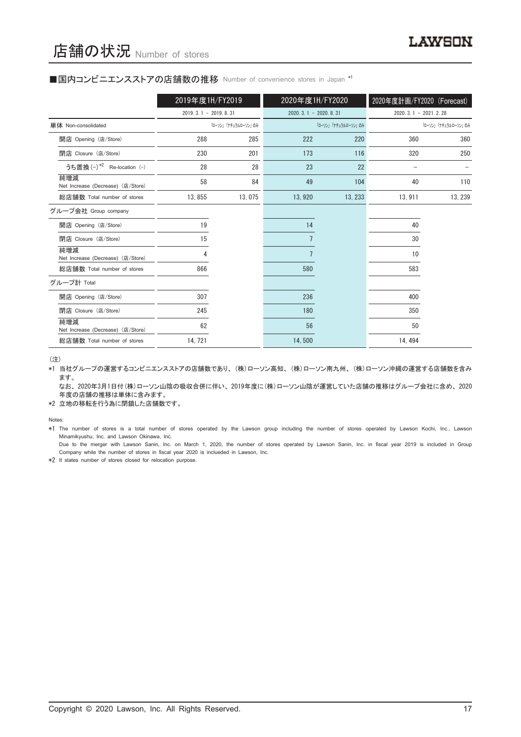# 店舗の状況 Number of stores

■国内コンビニエンスストアの店舗数の推移 Number of convenience stores in Japan *1

| | 2019年度1H/FY2019 | | 2020年度1H/FY2020 | | 2020年度計画/FY2020 (Forecast) | |
|---|---|---|---|---|---|---|
| | 2019. 3. 1 － 2019. 8. 31 | | 2020. 3. 1 － 2020. 8. 31 | | 2020. 3. 1 － 2021. 2. 28 | |
| 単体 Non-consolidated | | 「ローソン」「ナチュラルローソン」のみ | | 「ローソン」「ナチュラルローソン」のみ | | 「ローソン」「ナチュラルローソン」のみ |
| 開店 Opening (店/Store) | 288 | 285 | 222 | 220 | 360 | 360 |
| 閉店 Closure (店/Store) | 230 | 201 | 173 | 116 | 320 | 250 |
| うち置換 (−) *2 Re-location (−) | 28 | 28 | 23 | 22 | − | − |
| 純増減 Net Increase (Decrease) (店/Store) | 58 | 84 | 49 | 104 | 40 | 110 |
| 総店舗数 Total number of stores | 13, 855 | 13, 075 | 13, 920 | 13, 233 | 13, 911 | 13, 239 |
| グループ会社 Group company | | | | | | |
| 開店 Opening (店/Store) | 19 | | 14 | | 40 | |
| 閉店 Closure (店/Store) | 15 | | 7 | | 30 | |
| 純増減 Net Increase (Decrease) (店/Store) | 4 | | 7 | | 10 | |
| 総店舗数 Total number of stores | 866 | | 580 | | 583 | |
| グループ計 Total | | | | | | |
| 開店 Opening (店/Store) | 307 | | 236 | | 400 | |
| 閉店 Closure (店/Store) | 245 | | 180 | | 350 | |
| 純増減 Net Increase (Decrease) (店/Store) | 62 | | 56 | | 50 | |
| 総店舗数 Total number of stores | 14, 721 | | 14, 500 | | 14, 494 | |

(注)

*1 当社グループの運営するコンビニエンスストアの店舗数であり、(株)ローソン高知、(株)ローソン南九州、(株)ローソン沖縄の運営する店舗数を含みます。
なお、2020年3月1日付(株)ローソン山陰の吸収合併に伴い、2019年度に(株)ローソン山陰が運営していた店舗の推移はグループ会社に含め、2020年度の店舗の推移は単体に含みます。

*2 立地の移転を行う為に閉鎖した店舗数です。

Notes:

*1 The number of stores is a total number of stores operated by the Lawson group including the number of stores operated by Lawson Kochi, Inc., Lawson Minamikyushu, Inc. and Lawson Okinawa, Inc.
Due to the merger with Lawson Sanin, Inc. on March 1, 2020, the number of stores operated by Lawson Sanin, Inc. in fiscal year 2019 is included in Group Company while the number of stores in fiscal year 2020 is inclueded in Lawson, Inc.

*2 It states number of stores closed for relocation purpose.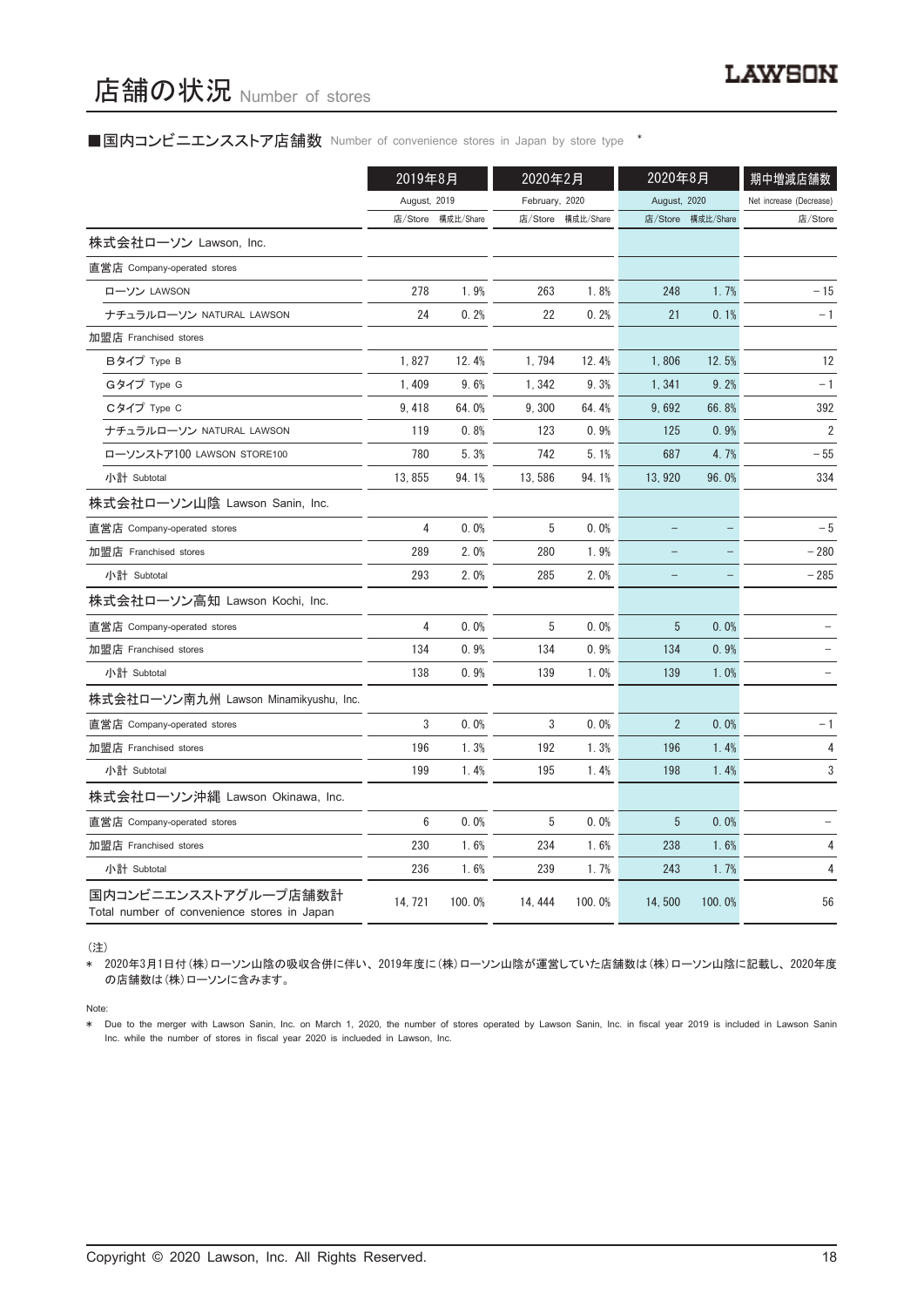# 店舗の状況 Number of stores

■国内コンビニエンスストア店舗数 Number of convenience stores in Japan by store type *

| | 2019年8月 August, 2019 | | 2020年2月 February, 2020 | | 2020年8月 August, 2020 | | 期中増減店舗数 Net increase (Decrease) |
|---|---|---|---|---|---|---|---|
| | 店/Store | 構成比/Share | 店/Store | 構成比/Share | 店/Store | 構成比/Share | 店/Store |
| 株式会社ローソン Lawson, Inc. | | | | | | | |
| 直営店 Company-operated stores | | | | | | | |
| ローソン LAWSON | 278 | 1.9% | 263 | 1.8% | 248 | 1.7% | −15 |
| ナチュラルローソン NATURAL LAWSON | 24 | 0.2% | 22 | 0.2% | 21 | 0.1% | −1 |
| 加盟店 Franchised stores | | | | | | | |
| Bタイプ Type B | 1,827 | 12.4% | 1,794 | 12.4% | 1,806 | 12.5% | 12 |
| Gタイプ Type G | 1,409 | 9.6% | 1,342 | 9.3% | 1,341 | 9.2% | −1 |
| Cタイプ Type C | 9,418 | 64.0% | 9,300 | 64.4% | 9,692 | 66.8% | 392 |
| ナチュラルローソン NATURAL LAWSON | 119 | 0.8% | 123 | 0.9% | 125 | 0.9% | 2 |
| ローソンストア100 LAWSON STORE100 | 780 | 5.3% | 742 | 5.1% | 687 | 4.7% | −55 |
| 小計 Subtotal | 13,855 | 94.1% | 13,586 | 94.1% | 13,920 | 96.0% | 334 |
| 株式会社ローソン山陰 Lawson Sanin, Inc. | | | | | | | |
| 直営店 Company-operated stores | 4 | 0.0% | 5 | 0.0% | − | − | −5 |
| 加盟店 Franchised stores | 289 | 2.0% | 280 | 1.9% | − | − | −280 |
| 小計 Subtotal | 293 | 2.0% | 285 | 2.0% | − | − | −285 |
| 株式会社ローソン高知 Lawson Kochi, Inc. | | | | | | | |
| 直営店 Company-operated stores | 4 | 0.0% | 5 | 0.0% | 5 | 0.0% | − |
| 加盟店 Franchised stores | 134 | 0.9% | 134 | 0.9% | 134 | 0.9% | − |
| 小計 Subtotal | 138 | 0.9% | 139 | 1.0% | 139 | 1.0% | − |
| 株式会社ローソン南九州 Lawson Minamikyushu, Inc. | | | | | | | |
| 直営店 Company-operated stores | 3 | 0.0% | 3 | 0.0% | 2 | 0.0% | −1 |
| 加盟店 Franchised stores | 196 | 1.3% | 192 | 1.3% | 196 | 1.4% | 4 |
| 小計 Subtotal | 199 | 1.4% | 195 | 1.4% | 198 | 1.4% | 3 |
| 株式会社ローソン沖縄 Lawson Okinawa, Inc. | | | | | | | |
| 直営店 Company-operated stores | 6 | 0.0% | 5 | 0.0% | 5 | 0.0% | − |
| 加盟店 Franchised stores | 230 | 1.6% | 234 | 1.6% | 238 | 1.6% | 4 |
| 小計 Subtotal | 236 | 1.6% | 239 | 1.7% | 243 | 1.7% | 4 |
| 国内コンビニエンスストアグループ店舗数計 Total number of convenience stores in Japan | 14,721 | 100.0% | 14,444 | 100.0% | 14,500 | 100.0% | 56 |

（注）
* 2020年3月1日付（株）ローソン山陰の吸収合併に伴い、2019年度に（株）ローソン山陰が運営していた店舗数は（株）ローソン山陰に記載し、2020年度の店舗数は（株）ローソンに含みます。

Note:
* Due to the merger with Lawson Sanin, Inc. on March 1, 2020, the number of stores operated by Lawson Sanin, Inc. in fiscal year 2019 is included in Lawson Sanin Inc. while the number of stores in fiscal year 2020 is inclueded in Lawson, Inc.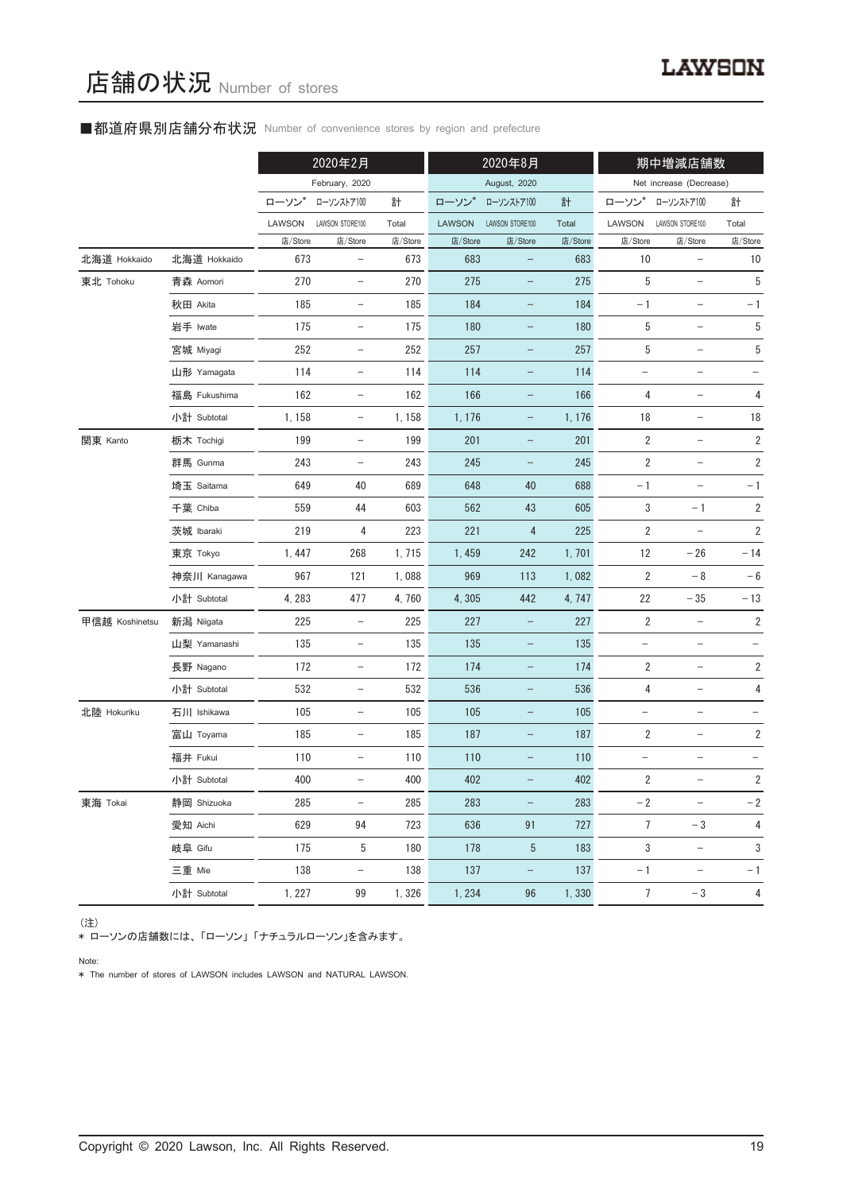# 店舗の状況 Number of stores

## ■都道府県別店舗分布状況 Number of convenience stores by region and prefecture

| | | 2020年2月 February, 2020 | | | 2020年8月 August, 2020 | | | 期中増減店舗数 Net increase (Decrease) | | |
|---|---|---|---|---|---|---|---|---|---|---|
| | | ローソン* LAWSON | ローソンストア100 LAWSON STORE100 | 計 Total | ローソン* LAWSON | ローソンストア100 LAWSON STORE100 | 計 Total | ローソン* LAWSON | ローソンストア100 LAWSON STORE100 | 計 Total |
| | | 店/Store | 店/Store | 店/Store | 店/Store | 店/Store | 店/Store | 店/Store | 店/Store | 店/Store |
| 北海道 Hokkaido | 北海道 Hokkaido | 673 | – | 673 | 683 | – | 683 | 10 | – | 10 |
| 東北 Tohoku | 青森 Aomori | 270 | – | 270 | 275 | – | 275 | 5 | – | 5 |
| | 秋田 Akita | 185 | – | 185 | 184 | – | 184 | －1 | – | －1 |
| | 岩手 Iwate | 175 | – | 175 | 180 | – | 180 | 5 | – | 5 |
| | 宮城 Miyagi | 252 | – | 252 | 257 | – | 257 | 5 | – | 5 |
| | 山形 Yamagata | 114 | – | 114 | 114 | – | 114 | – | – | – |
| | 福島 Fukushima | 162 | – | 162 | 166 | – | 166 | 4 | – | 4 |
| | 小計 Subtotal | 1, 158 | – | 1, 158 | 1, 176 | – | 1, 176 | 18 | – | 18 |
| 関東 Kanto | 栃木 Tochigi | 199 | – | 199 | 201 | – | 201 | 2 | – | 2 |
| | 群馬 Gunma | 243 | – | 243 | 245 | – | 245 | 2 | – | 2 |
| | 埼玉 Saitama | 649 | 40 | 689 | 648 | 40 | 688 | －1 | – | －1 |
| | 千葉 Chiba | 559 | 44 | 603 | 562 | 43 | 605 | 3 | －1 | 2 |
| | 茨城 Ibaraki | 219 | 4 | 223 | 221 | 4 | 225 | 2 | – | 2 |
| | 東京 Tokyo | 1, 447 | 268 | 1, 715 | 1, 459 | 242 | 1, 701 | 12 | －26 | －14 |
| | 神奈川 Kanagawa | 967 | 121 | 1, 088 | 969 | 113 | 1, 082 | 2 | －8 | －6 |
| | 小計 Subtotal | 4, 283 | 477 | 4, 760 | 4, 305 | 442 | 4, 747 | 22 | －35 | －13 |
| 甲信越 Koshinetsu | 新潟 Niigata | 225 | – | 225 | 227 | – | 227 | 2 | – | 2 |
| | 山梨 Yamanashi | 135 | – | 135 | 135 | – | 135 | – | – | – |
| | 長野 Nagano | 172 | – | 172 | 174 | – | 174 | 2 | – | 2 |
| | 小計 Subtotal | 532 | – | 532 | 536 | – | 536 | 4 | – | 4 |
| 北陸 Hokuriku | 石川 Ishikawa | 105 | – | 105 | 105 | – | 105 | – | – | – |
| | 富山 Toyama | 185 | – | 185 | 187 | – | 187 | 2 | – | 2 |
| | 福井 Fukui | 110 | – | 110 | 110 | – | 110 | – | – | – |
| | 小計 Subtotal | 400 | – | 400 | 402 | – | 402 | 2 | – | 2 |
| 東海 Tokai | 静岡 Shizuoka | 285 | – | 285 | 283 | – | 283 | －2 | – | －2 |
| | 愛知 Aichi | 629 | 94 | 723 | 636 | 91 | 727 | 7 | －3 | 4 |
| | 岐阜 Gifu | 175 | 5 | 180 | 178 | 5 | 183 | 3 | – | 3 |
| | 三重 Mie | 138 | – | 138 | 137 | – | 137 | －1 | – | －1 |
| | 小計 Subtotal | 1, 227 | 99 | 1, 326 | 1, 234 | 96 | 1, 330 | 7 | －3 | 4 |

（注）
* ローソンの店舗数には、「ローソン」「ナチュラルローソン」を含みます。

Note:
* The number of stores of LAWSON includes LAWSON and NATURAL LAWSON.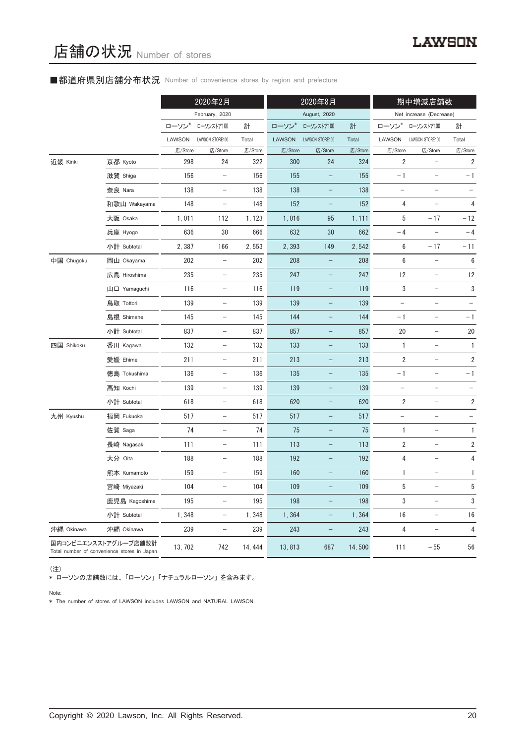# 店舗の状況 Number of stores

## ■都道府県別店舗分布状況 Number of convenience stores by region and prefecture

| | | 2020年2月 February, 2020 | | | 2020年8月 August, 2020 | | | 期中増減店舗数 Net increase (Decrease) | | |
|---|---|---|---|---|---|---|---|---|---|---|
| | | ローソン* LAWSON | ローソンストア100 LAWSON STORE100 | 計 Total | ローソン* LAWSON | ローソンストア100 LAWSON STORE100 | 計 Total | ローソン* LAWSON | ローソンストア100 LAWSON STORE100 | 計 Total |
| | | 店/Store | 店/Store | 店/Store | 店/Store | 店/Store | 店/Store | 店/Store | 店/Store | 店/Store |
| 近畿 Kinki | 京都 Kyoto | 298 | 24 | 322 | 300 | 24 | 324 | 2 | – | 2 |
| | 滋賀 Shiga | 156 | – | 156 | 155 | – | 155 | −1 | – | −1 |
| | 奈良 Nara | 138 | – | 138 | 138 | – | 138 | – | – | – |
| | 和歌山 Wakayama | 148 | – | 148 | 152 | – | 152 | 4 | – | 4 |
| | 大阪 Osaka | 1, 011 | 112 | 1, 123 | 1, 016 | 95 | 1, 111 | 5 | −17 | −12 |
| | 兵庫 Hyogo | 636 | 30 | 666 | 632 | 30 | 662 | −4 | – | −4 |
| | 小計 Subtotal | 2, 387 | 166 | 2, 553 | 2, 393 | 149 | 2, 542 | 6 | −17 | −11 |
| 中国 Chugoku | 岡山 Okayama | 202 | – | 202 | 208 | – | 208 | 6 | – | 6 |
| | 広島 Hiroshima | 235 | – | 235 | 247 | – | 247 | 12 | – | 12 |
| | 山口 Yamaguchi | 116 | – | 116 | 119 | – | 119 | 3 | – | 3 |
| | 鳥取 Tottori | 139 | – | 139 | 139 | – | 139 | – | – | – |
| | 島根 Shimane | 145 | – | 145 | 144 | – | 144 | −1 | – | −1 |
| | 小計 Subtotal | 837 | – | 837 | 857 | – | 857 | 20 | – | 20 |
| 四国 Shikoku | 香川 Kagawa | 132 | – | 132 | 133 | – | 133 | 1 | – | 1 |
| | 愛媛 Ehime | 211 | – | 211 | 213 | – | 213 | 2 | – | 2 |
| | 徳島 Tokushima | 136 | – | 136 | 135 | – | 135 | −1 | – | −1 |
| | 高知 Kochi | 139 | – | 139 | 139 | – | 139 | – | – | – |
| | 小計 Subtotal | 618 | – | 618 | 620 | – | 620 | 2 | – | 2 |
| 九州 Kyushu | 福岡 Fukuoka | 517 | – | 517 | 517 | – | 517 | – | – | – |
| | 佐賀 Saga | 74 | – | 74 | 75 | – | 75 | 1 | – | 1 |
| | 長崎 Nagasaki | 111 | – | 111 | 113 | – | 113 | 2 | – | 2 |
| | 大分 Oita | 188 | – | 188 | 192 | – | 192 | 4 | – | 4 |
| | 熊本 Kumamoto | 159 | – | 159 | 160 | – | 160 | 1 | – | 1 |
| | 宮崎 Miyazaki | 104 | – | 104 | 109 | – | 109 | 5 | – | 5 |
| | 鹿児島 Kagoshima | 195 | – | 195 | 198 | – | 198 | 3 | – | 3 |
| | 小計 Subtotal | 1, 348 | – | 1, 348 | 1, 364 | – | 1, 364 | 16 | – | 16 |
| 沖縄 Okinawa | 沖縄 Okinawa | 239 | – | 239 | 243 | – | 243 | 4 | – | 4 |
| 国内コンビニエンスストアグループ店舗数計 Total number of convenience stores in Japan | | 13, 702 | 742 | 14, 444 | 13, 813 | 687 | 14, 500 | 111 | −55 | 56 |

（注）
* ローソンの店舗数には、「ローソン」「ナチュラルローソン」を含みます。

Note:
* The number of stores of LAWSON includes LAWSON and NATURAL LAWSON.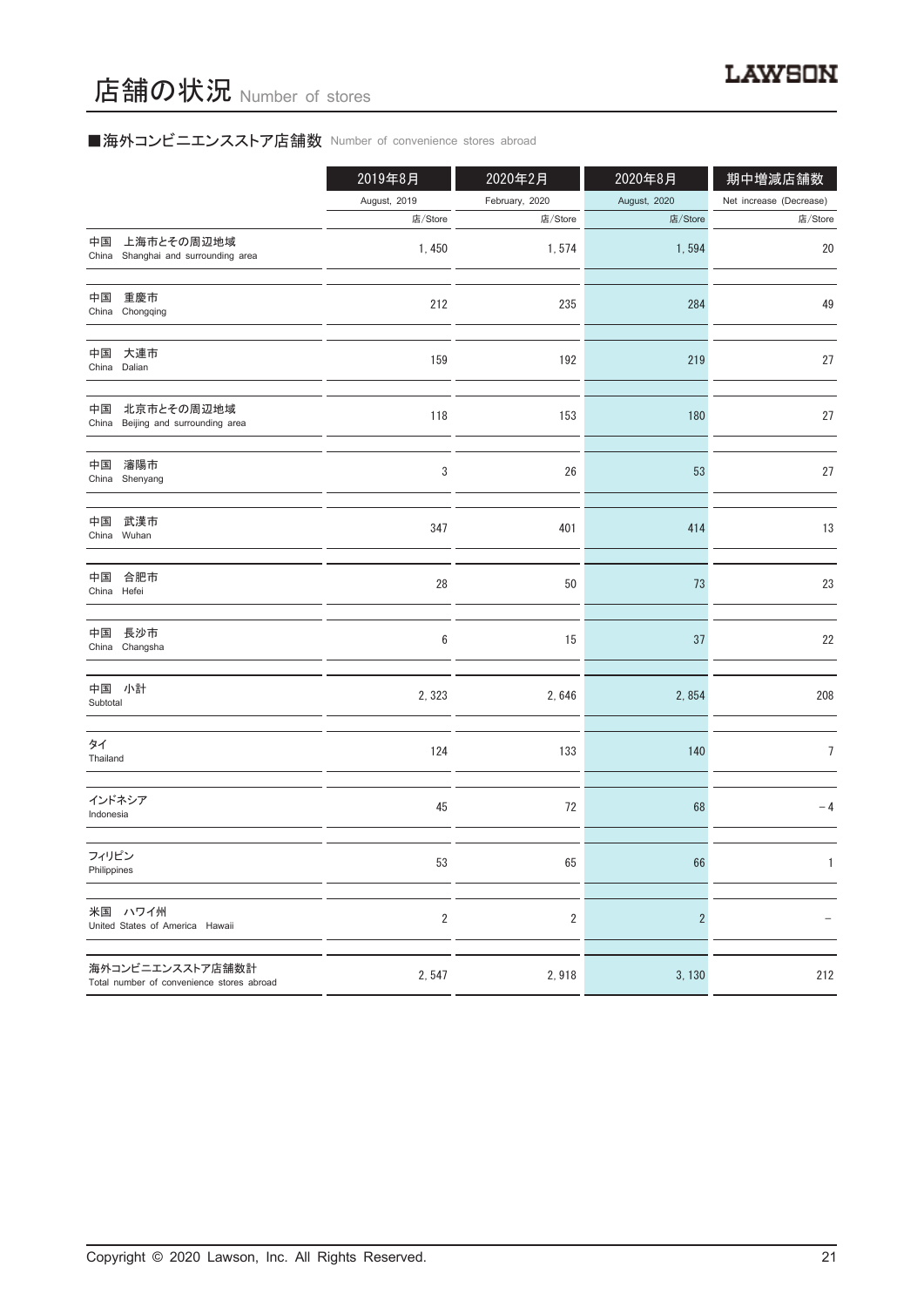# 店舗の状況 Number of stores

■海外コンビニエンスストア店舗数 Number of convenience stores abroad

| | 2019年8月<br>August, 2019<br>店/Store | 2020年2月<br>February, 2020<br>店/Store | 2020年8月<br>August, 2020<br>店/Store | 期中増減店舗数<br>Net increase (Decrease)<br>店/Store |
|---|---|---|---|---|
| 中国　上海市とその周辺地域<br>China　Shanghai and surrounding area | 1, 450 | 1, 574 | 1, 594 | 20 |
| 中国　重慶市<br>China　Chongqing | 212 | 235 | 284 | 49 |
| 中国　大連市<br>China　Dalian | 159 | 192 | 219 | 27 |
| 中国　北京市とその周辺地域<br>China　Beijing and surrounding area | 118 | 153 | 180 | 27 |
| 中国　瀋陽市<br>China　Shenyang | 3 | 26 | 53 | 27 |
| 中国　武漢市<br>China　Wuhan | 347 | 401 | 414 | 13 |
| 中国　合肥市<br>China　Hefei | 28 | 50 | 73 | 23 |
| 中国　長沙市<br>China　Changsha | 6 | 15 | 37 | 22 |
| 中国　小計<br>Subtotal | 2, 323 | 2, 646 | 2, 854 | 208 |
| タイ<br>Thailand | 124 | 133 | 140 | 7 |
| インドネシア<br>Indonesia | 45 | 72 | 68 | －4 |
| フィリピン<br>Philippines | 53 | 65 | 66 | 1 |
| 米国　ハワイ州<br>United States of America　Hawaii | 2 | 2 | 2 | － |
| 海外コンビニエンスストア店舗数計<br>Total number of convenience stores abroad | 2, 547 | 2, 918 | 3, 130 | 212 |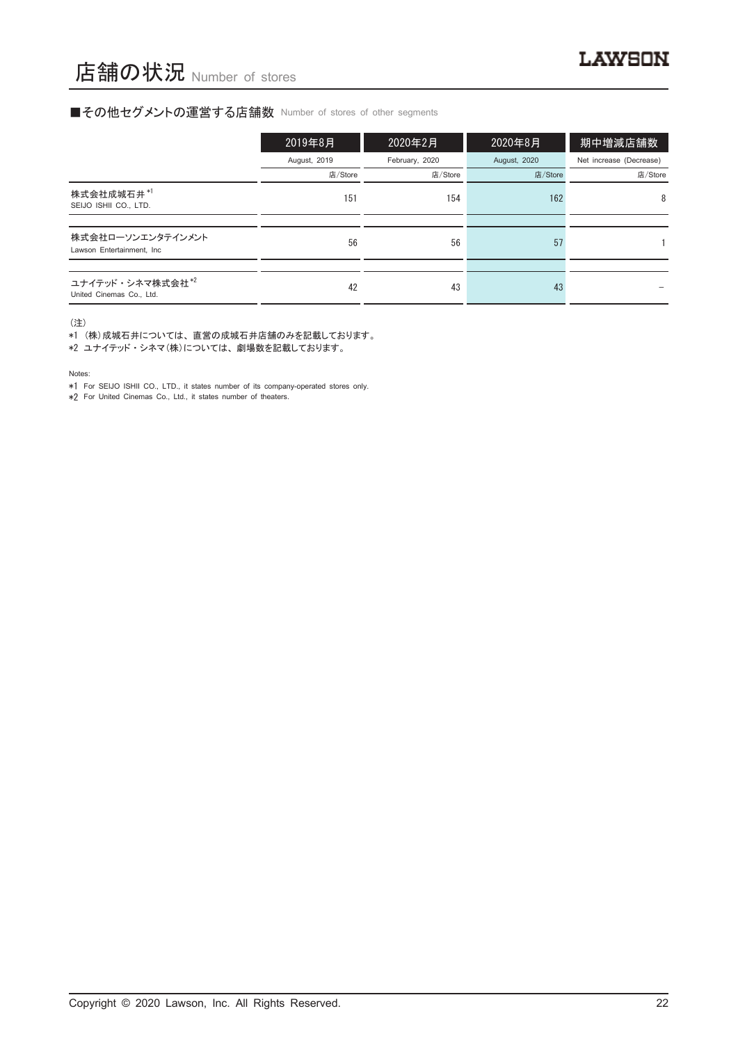# 店舗の状況 Number of stores

## ■その他セグメントの運営する店舗数 Number of stores of other segments

| | 2019年8月<br>August, 2019<br>店/Store | 2020年2月<br>February, 2020<br>店/Store | 2020年8月<br>August, 2020<br>店/Store | 期中増減店舗数<br>Net increase (Decrease)<br>店/Store |
|---|---|---|---|---|
| 株式会社成城石井 *1<br>SEIJO ISHII CO., LTD. | 151 | 154 | 162 | 8 |
| 株式会社ローソンエンタテインメント<br>Lawson Entertainment, Inc | 56 | 56 | 57 | 1 |
| ユナイテッド・シネマ株式会社 *2<br>United Cinemas Co., Ltd. | 42 | 43 | 43 | – |

（注）

*1 （株）成城石井については、直営の成城石井店舗のみを記載しております。

*2 ユナイテッド・シネマ（株）については、劇場数を記載しております。

Notes:

*1 For SEIJO ISHII CO., LTD., it states number of its company-operated stores only.

*2 For United Cinemas Co., Ltd., it states number of theaters.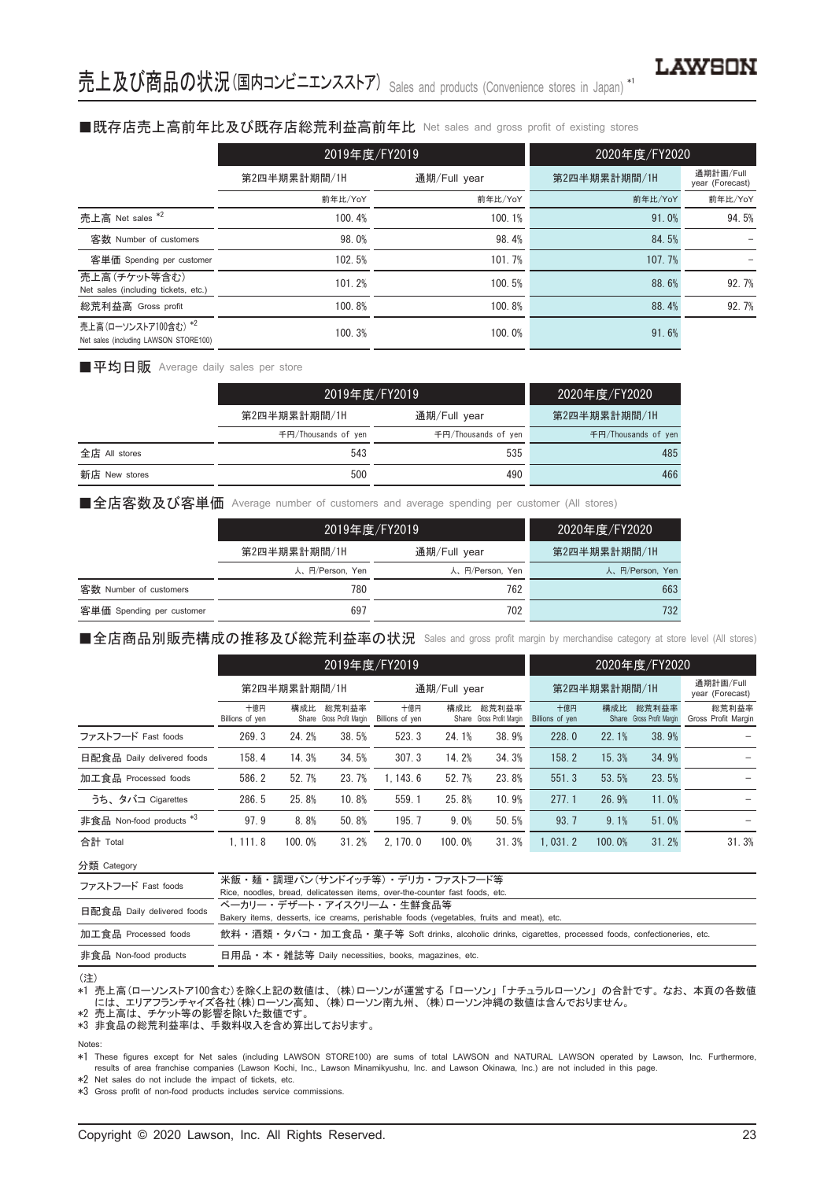# 売上及び商品の状況(国内コンビニエンスストア) Sales and products (Convenience stores in Japan) *1

## ■既存店売上高前年比及び既存店総荒利益高前年比 Net sales and gross profit of existing stores

| | 2019年度/FY2019 | | 2020年度/FY2020 | |
|---|---|---|---|---|
| | 第2四半期累計期間/1H | 通期/Full year | 第2四半期累計期間/1H | 通期計画/Full year (Forecast) |
| | 前年比/YoY | 前年比/YoY | 前年比/YoY | 前年比/YoY |
| 売上高 Net sales *2 | 100.4% | 100.1% | 91.0% | 94.5% |
| 客数 Number of customers | 98.0% | 98.4% | 84.5% | – |
| 客単価 Spending per customer | 102.5% | 101.7% | 107.7% | – |
| 売上高(チケット等含む) Net sales (including tickets, etc.) | 101.2% | 100.5% | 88.6% | 92.7% |
| 総荒利益高 Gross profit | 100.8% | 100.8% | 88.4% | 92.7% |
| 売上高(ローソンストア100含む) *2 Net sales (including LAWSON STORE100) | 100.3% | 100.0% | 91.6% | |

## ■平均日販 Average daily sales per store

| | 2019年度/FY2019 | | 2020年度/FY2020 |
|---|---|---|---|
| | 第2四半期累計期間/1H | 通期/Full year | 第2四半期累計期間/1H |
| | 千円/Thousands of yen | 千円/Thousands of yen | 千円/Thousands of yen |
| 全店 All stores | 543 | 535 | 485 |
| 新店 New stores | 500 | 490 | 466 |

## ■全店客数及び客単価 Average number of customers and average spending per customer (All stores)

| | 2019年度/FY2019 | | 2020年度/FY2020 |
|---|---|---|---|
| | 第2四半期累計期間/1H | 通期/Full year | 第2四半期累計期間/1H |
| | 人、円/Person, Yen | 人、円/Person, Yen | 人、円/Person, Yen |
| 客数 Number of customers | 780 | 762 | 663 |
| 客単価 Spending per customer | 697 | 702 | 732 |

## ■全店商品別販売構成の推移及び総荒利益率の状況 Sales and gross profit margin by merchandise category at store level (All stores)

| | 2019年度/FY2019 | | | | | | 2020年度/FY2020 | | | |
|---|---|---|---|---|---|---|---|---|---|---|
| | 第2四半期累計期間/1H | | | 通期/Full year | | | 第2四半期累計期間/1H | | | 通期計画/Full year (Forecast) |
| | 十億円 Billions of yen | 構成比 Share | 総荒利益率 Gross Profit Margin | 十億円 Billions of yen | 構成比 Share | 総荒利益率 Gross Profit Margin | 十億円 Billions of yen | 構成比 Share | 総荒利益率 Gross Profit Margin | 総荒利益率 Gross Profit Margin |
| ファストフード Fast foods | 269.3 | 24.2% | 38.5% | 523.3 | 24.1% | 38.9% | 228.0 | 22.1% | 38.9% | – |
| 日配食品 Daily delivered foods | 158.4 | 14.3% | 34.5% | 307.3 | 14.2% | 34.3% | 158.2 | 15.3% | 34.9% | – |
| 加工食品 Processed foods | 586.2 | 52.7% | 23.7% | 1,143.6 | 52.7% | 23.8% | 551.3 | 53.5% | 23.5% | – |
| うち、タバコ Cigarettes | 286.5 | 25.8% | 10.8% | 559.1 | 25.8% | 10.9% | 277.1 | 26.9% | 11.0% | – |
| 非食品 Non-food products *3 | 97.9 | 8.8% | 50.8% | 195.7 | 9.0% | 50.5% | 93.7 | 9.1% | 51.0% | – |
| 合計 Total | 1,111.8 | 100.0% | 31.2% | 2,170.0 | 100.0% | 31.3% | 1,031.2 | 100.0% | 31.2% | 31.3% |

分類 Category

| | |
|---|---|
| ファストフード Fast foods | 米飯・麺・調理パン(サンドイッチ等)・デリカ・ファストフード等 Rice, noodles, bread, delicatessen items, over-the-counter fast foods, etc. |
| 日配食品 Daily delivered foods | ベーカリー・デザート・アイスクリーム・生鮮食品等 Bakery items, desserts, ice creams, perishable foods (vegetables, fruits and meat), etc. |
| 加工食品 Processed foods | 飲料・酒類・タバコ・加工食品・菓子等 Soft drinks, alcoholic drinks, cigarettes, processed foods, confectioneries, etc. |
| 非食品 Non-food products | 日用品・本・雑誌等 Daily necessities, books, magazines, etc. |

(注)
*1 売上高(ローソンストア100含む)を除く上記の数値は、(株)ローソンが運営する「ローソン」「ナチュラルローソン」の合計です。なお、本頁の各数値には、エリアフランチャイズ各社(株)ローソン高知、(株)ローソン南九州、(株)ローソン沖縄の数値は含んでおりません。
*2 売上高は、チケット等の影響を除いた数値です。
*3 非食品の総荒利益率は、手数料収入を含め算出しております。

Notes:
*1 These figures except for Net sales (including LAWSON STORE100) are sums of total LAWSON and NATURAL LAWSON operated by Lawson, Inc. Furthermore, results of area franchise companies (Lawson Kochi, Inc., Lawson Minamikyushu, Inc. and Lawson Okinawa, Inc.) are not included in this page.
*2 Net sales do not include the impact of tickets, etc.
*3 Gross profit of non-food products includes service commissions.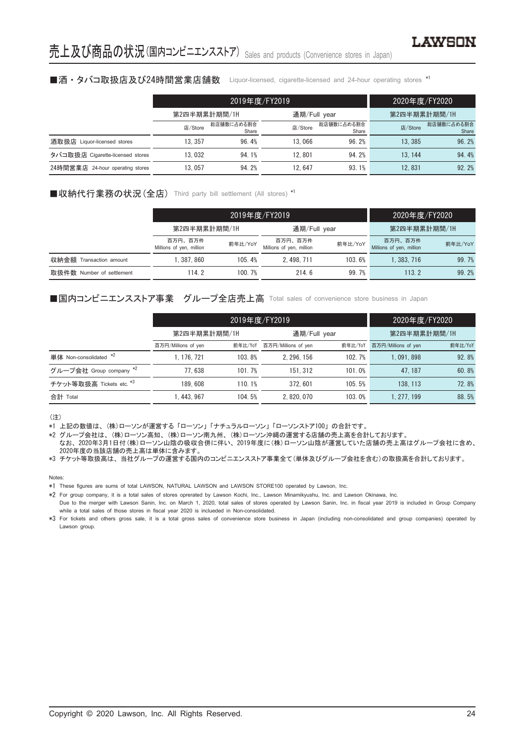# 売上及び商品の状況(国内コンビニエンスストア) Sales and products (Convenience stores in Japan)

## ■酒・タバコ取扱店及び24時間営業店舗数 Liquor-licensed, cigarette-licensed and 24-hour operating stores *1

| | 2019年度/FY2019 | | | | 2020年度/FY2020 | |
|---|---|---|---|---|---|---|
| | 第2四半期累計期間/1H | | 通期/Full year | | 第2四半期累計期間/1H | |
| | 店/Store | 総店舗数に占める割合 Share | 店/Store | 総店舗数に占める割合 Share | 店/Store | 総店舗数に占める割合 Share |
| 酒取扱店 Liquor-licensed stores | 13, 357 | 96. 4% | 13, 066 | 96. 2% | 13, 385 | 96. 2% |
| タバコ取扱店 Cigarette-licensed stores | 13, 032 | 94. 1% | 12, 801 | 94. 2% | 13, 144 | 94. 4% |
| 24時間営業店 24-hour operating stores | 13, 057 | 94. 2% | 12, 647 | 93. 1% | 12, 831 | 92. 2% |

## ■収納代行業務の状況(全店) Third party bill settlement (All stores) *1

| | 2019年度/FY2019 | | | | 2020年度/FY2020 | |
|---|---|---|---|---|---|---|
| | 第2四半期累計期間/1H | | 通期/Full year | | 第2四半期累計期間/1H | |
| | 百万円、百万件 Millions of yen, million | 前年比/YoY | 百万円、百万件 Millions of yen, million | 前年比/YoY | 百万円、百万件 Millions of yen, million | 前年比/YoY |
| 収納金額 Transaction amount | 1, 387, 860 | 105. 4% | 2, 498, 711 | 103. 6% | 1, 383, 716 | 99. 7% |
| 取扱件数 Number of settlement | 114. 2 | 100. 7% | 214. 6 | 99. 7% | 113. 2 | 99. 2% |

## ■国内コンビニエンスストア事業　グループ全店売上高 Total sales of convenience store business in Japan

| | 2019年度/FY2019 | | | | 2020年度/FY2020 | |
|---|---|---|---|---|---|---|
| | 第2四半期累計期間/1H | | 通期/Full year | | 第2四半期累計期間/1H | |
| | 百万円/Millions of yen | 前年比/YoY | 百万円/Millions of yen | 前年比/YoY | 百万円/Millions of yen | 前年比/YoY |
| 単体 Non-consolidated *2 | 1, 176, 721 | 103. 8% | 2, 296, 156 | 102. 7% | 1, 091, 898 | 92. 8% |
| グループ会社 Group company *2 | 77, 638 | 101. 7% | 151, 312 | 101. 0% | 47, 187 | 60. 8% |
| チケット等取扱高 Tickets etc. *3 | 189, 608 | 110. 1% | 372, 601 | 105. 5% | 138, 113 | 72. 8% |
| 合計 Total | 1, 443, 967 | 104. 5% | 2, 820, 070 | 103. 0% | 1, 277, 199 | 88. 5% |

(注)

*1 上記の数値は、(株)ローソンが運営する「ローソン」「ナチュラルローソン」「ローソンストア100」の合計です。

*2 グループ会社は、(株)ローソン高知、(株)ローソン南九州、(株)ローソン沖縄の運営する店舗の売上高を合計しております。
なお、2020年3月1日付(株)ローソン山陰の吸収合併に伴い、2019年度に(株)ローソン山陰が運営していた店舗の売上高はグループ会社に含め、2020年度の当該店舗の売上高は単体に含みます。

*3 チケット等取扱高は、当社グループの運営する国内のコンビニエンスストア事業全て(単体及びグループ会社を含む)の取扱高を合計しております。

Notes:

*1 These figures are sums of total LAWSON, NATURAL LAWSON and LAWSON STORE100 operated by Lawson, Inc.

*2 For group company, it is a total sales of stores operated by Lawson Kochi, Inc., Lawson Minamikyushu, Inc. and Lawson Okinawa, Inc.
Due to the merger with Lawson Sanin, Inc. on March 1, 2020, total sales of stores operated by Lawson Sanin, Inc. in fiscal year 2019 is included in Group Company while a total sales of those stores in fiscal year 2020 is inclueded in Non-consolidated.

*3 For tickets and others gross sale, it is a total gross sales of convenience store business in Japan (including non-consolidated and group companies) operated by Lawson group.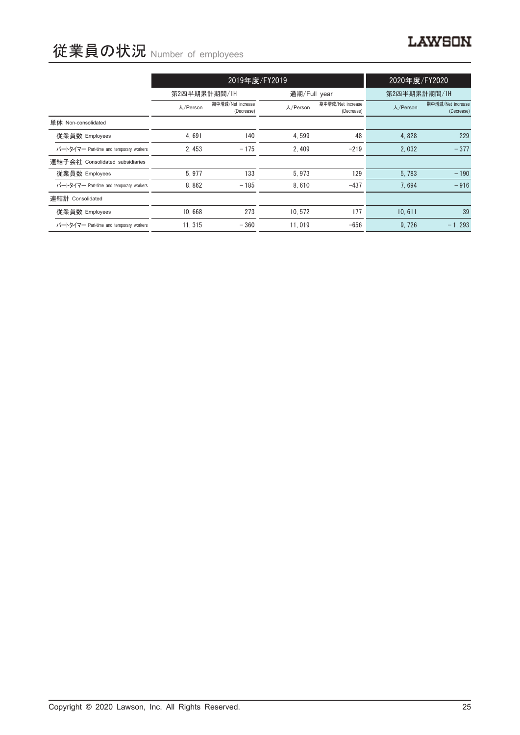# 従業員の状況 Number of employees

| | 2019年度/FY2019 | | | | 2020年度/FY2020 | |
|---|---|---|---|---|---|---|
| | 第2四半期累計期間/1H | | 通期/Full year | | 第2四半期累計期間/1H | |
| | 人/Person | 期中増減/Net increase (Decrease) | 人/Person | 期中増減/Net increase (Decrease) | 人/Person | 期中増減/Net increase (Decrease) |
| 単体 Non-consolidated | | | | | | |
| 従業員数 Employees | 4, 691 | 140 | 4, 599 | 48 | 4, 828 | 229 |
| パートタイマー Part-time and temporary workers | 2, 453 | －175 | 2, 409 | −219 | 2, 032 | －377 |
| 連結子会社 Consolidated subsidiaries | | | | | | |
| 従業員数 Employees | 5, 977 | 133 | 5, 973 | 129 | 5, 783 | －190 |
| パートタイマー Part-time and temporary workers | 8, 862 | －185 | 8, 610 | −437 | 7, 694 | －916 |
| 連結計 Consolidated | | | | | | |
| 従業員数 Employees | 10, 668 | 273 | 10, 572 | 177 | 10, 611 | 39 |
| パートタイマー Part-time and temporary workers | 11, 315 | －360 | 11, 019 | −656 | 9, 726 | －1, 293 |

Copyright © 2020 Lawson, Inc. All Rights Reserved.